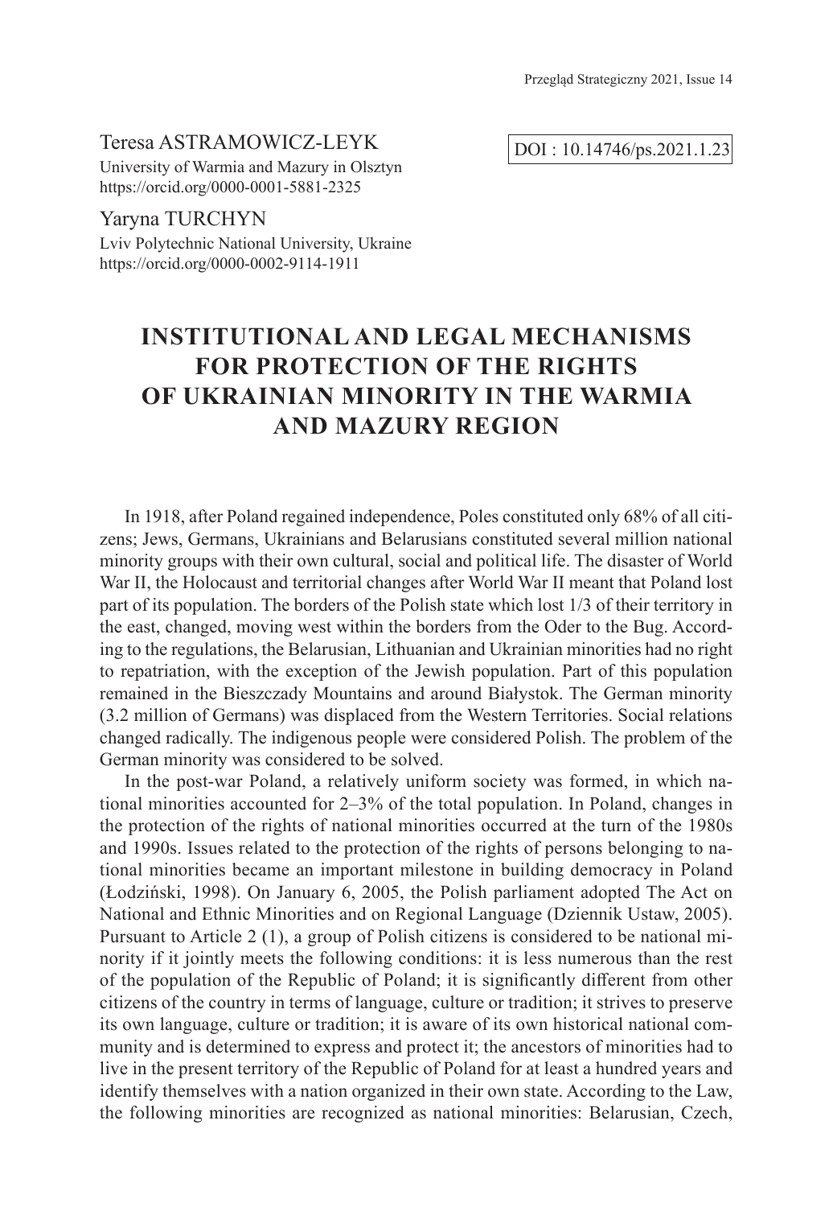Teresa ASTRAMOWICZ-LEYK
University of Warmia and Mazury in Olsztyn
https://orcid.org/0000-0001-5881-2325

DOI : 10.14746/ps.2021.1.23

Yaryna TURCHYN
Lviv Polytechnic National University, Ukraine
https://orcid.org/0000-0002-9114-1911

# INSTITUTIONAL AND LEGAL MECHANISMS FOR PROTECTION OF THE RIGHTS OF UKRAINIAN MINORITY IN THE WARMIA AND MAZURY REGION

In 1918, after Poland regained independence, Poles constituted only 68% of all citizens; Jews, Germans, Ukrainians and Belarusians constituted several million national minority groups with their own cultural, social and political life. The disaster of World War II, the Holocaust and territorial changes after World War II meant that Poland lost part of its population. The borders of the Polish state which lost 1/3 of their territory in the east, changed, moving west within the borders from the Oder to the Bug. According to the regulations, the Belarusian, Lithuanian and Ukrainian minorities had no right to repatriation, with the exception of the Jewish population. Part of this population remained in the Bieszczady Mountains and around Białystok. The German minority (3.2 million of Germans) was displaced from the Western Territories. Social relations changed radically. The indigenous people were considered Polish. The problem of the German minority was considered to be solved.

In the post-war Poland, a relatively uniform society was formed, in which national minorities accounted for 2–3% of the total population. In Poland, changes in the protection of the rights of national minorities occurred at the turn of the 1980s and 1990s. Issues related to the protection of the rights of persons belonging to national minorities became an important milestone in building democracy in Poland (Łodziński, 1998). On January 6, 2005, the Polish parliament adopted The Act on National and Ethnic Minorities and on Regional Language (Dziennik Ustaw, 2005). Pursuant to Article 2 (1), a group of Polish citizens is considered to be national minority if it jointly meets the following conditions: it is less numerous than the rest of the population of the Republic of Poland; it is significantly different from other citizens of the country in terms of language, culture or tradition; it strives to preserve its own language, culture or tradition; it is aware of its own historical national community and is determined to express and protect it; the ancestors of minorities had to live in the present territory of the Republic of Poland for at least a hundred years and identify themselves with a nation organized in their own state. According to the Law, the following minorities are recognized as national minorities: Belarusian, Czech,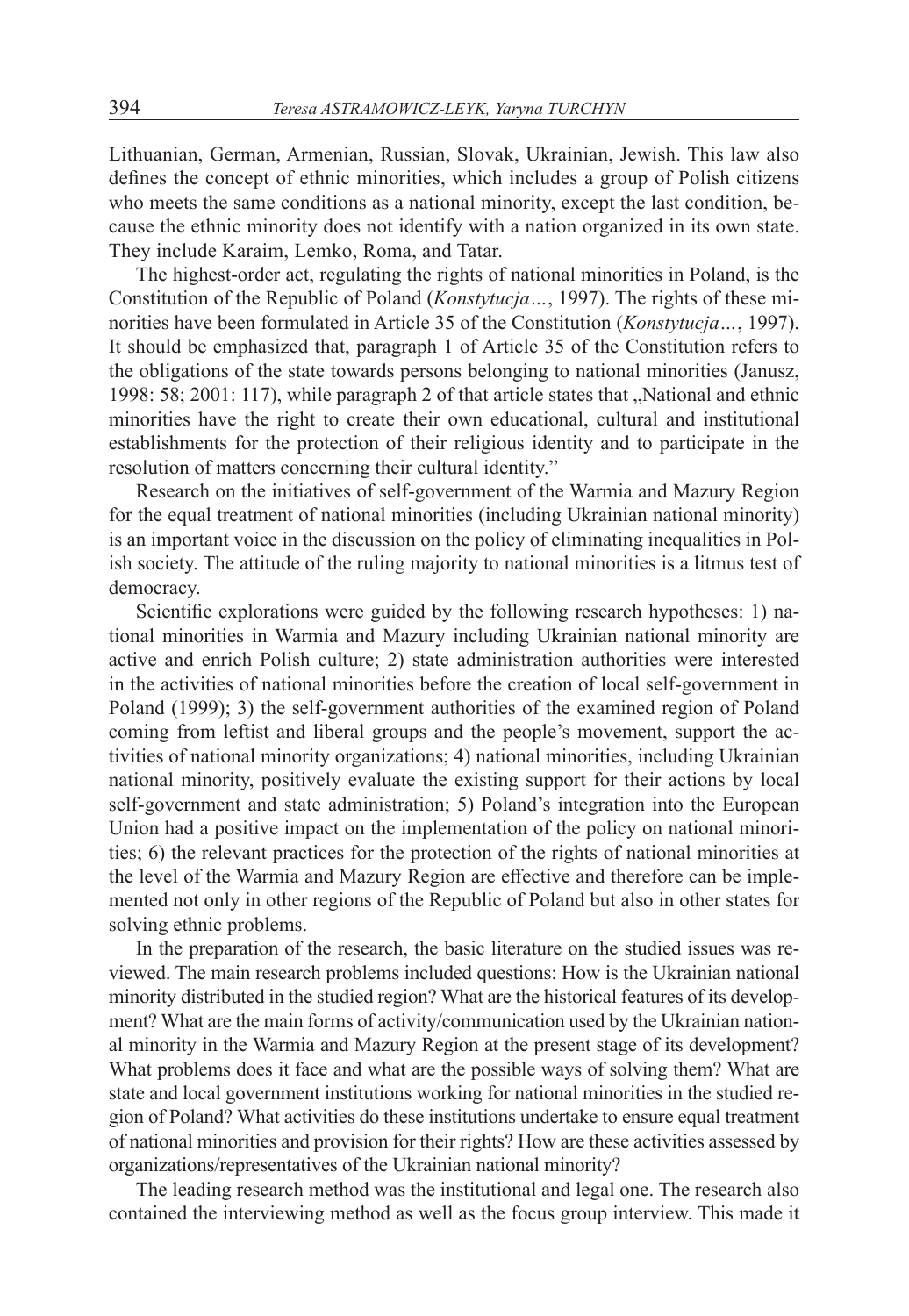Lithuanian, German, Armenian, Russian, Slovak, Ukrainian, Jewish. This law also defines the concept of ethnic minorities, which includes a group of Polish citizens who meets the same conditions as a national minority, except the last condition, because the ethnic minority does not identify with a nation organized in its own state. They include Karaim, Lemko, Roma, and Tatar.

The highest-order act, regulating the rights of national minorities in Poland, is the Constitution of the Republic of Poland (*Konstytucja…*, 1997). The rights of these minorities have been formulated in Article 35 of the Constitution (*Konstytucja…*, 1997). It should be emphasized that, paragraph 1 of Article 35 of the Constitution refers to the obligations of the state towards persons belonging to national minorities (Janusz, 1998: 58; 2001: 117), while paragraph 2 of that article states that „National and ethnic minorities have the right to create their own educational, cultural and institutional establishments for the protection of their religious identity and to participate in the resolution of matters concerning their cultural identity."

Research on the initiatives of self-government of the Warmia and Mazury Region for the equal treatment of national minorities (including Ukrainian national minority) is an important voice in the discussion on the policy of eliminating inequalities in Polish society. The attitude of the ruling majority to national minorities is a litmus test of democracy.

Scientific explorations were guided by the following research hypotheses: 1) national minorities in Warmia and Mazury including Ukrainian national minority are active and enrich Polish culture; 2) state administration authorities were interested in the activities of national minorities before the creation of local self-government in Poland (1999); 3) the self-government authorities of the examined region of Poland coming from leftist and liberal groups and the people's movement, support the activities of national minority organizations; 4) national minorities, including Ukrainian national minority, positively evaluate the existing support for their actions by local self-government and state administration; 5) Poland's integration into the European Union had a positive impact on the implementation of the policy on national minorities; 6) the relevant practices for the protection of the rights of national minorities at the level of the Warmia and Mazury Region are effective and therefore can be implemented not only in other regions of the Republic of Poland but also in other states for solving ethnic problems.

In the preparation of the research, the basic literature on the studied issues was reviewed. The main research problems included questions: How is the Ukrainian national minority distributed in the studied region? What are the historical features of its development? What are the main forms of activity/communication used by the Ukrainian national minority in the Warmia and Mazury Region at the present stage of its development? What problems does it face and what are the possible ways of solving them? What are state and local government institutions working for national minorities in the studied region of Poland? What activities do these institutions undertake to ensure equal treatment of national minorities and provision for their rights? How are these activities assessed by organizations/representatives of the Ukrainian national minority?

The leading research method was the institutional and legal one. The research also contained the interviewing method as well as the focus group interview. This made it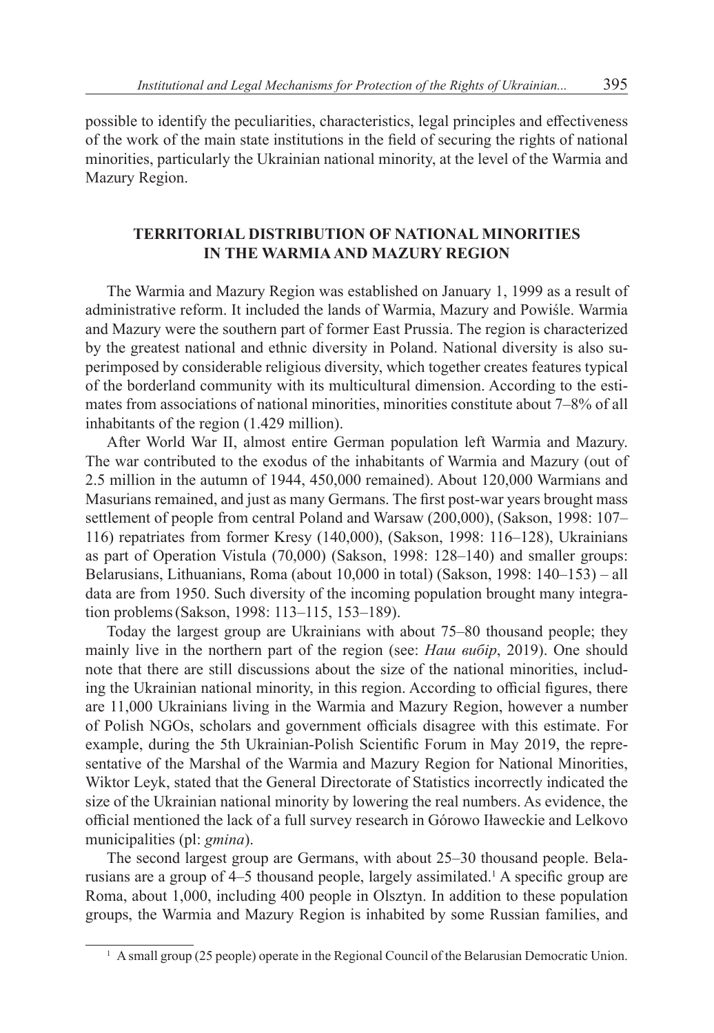possible to identify the peculiarities, characteristics, legal principles and effectiveness of the work of the main state institutions in the field of securing the rights of national minorities, particularly the Ukrainian national minority, at the level of the Warmia and Mazury Region.

## TERRITORIAL DISTRIBUTION OF NATIONAL MINORITIES IN THE WARMIA AND MAZURY REGION

The Warmia and Mazury Region was established on January 1, 1999 as a result of administrative reform. It included the lands of Warmia, Mazury and Powiśle. Warmia and Mazury were the southern part of former East Prussia. The region is characterized by the greatest national and ethnic diversity in Poland. National diversity is also superimposed by considerable religious diversity, which together creates features typical of the borderland community with its multicultural dimension. According to the estimates from associations of national minorities, minorities constitute about 7–8% of all inhabitants of the region (1.429 million).

After World War II, almost entire German population left Warmia and Mazury. The war contributed to the exodus of the inhabitants of Warmia and Mazury (out of 2.5 million in the autumn of 1944, 450,000 remained). About 120,000 Warmians and Masurians remained, and just as many Germans. The first post-war years brought mass settlement of people from central Poland and Warsaw (200,000), (Sakson, 1998: 107–116) repatriates from former Kresy (140,000), (Sakson, 1998: 116–128), Ukrainians as part of Operation Vistula (70,000) (Sakson, 1998: 128–140) and smaller groups: Belarusians, Lithuanians, Roma (about 10,000 in total) (Sakson, 1998: 140–153) – all data are from 1950. Such diversity of the incoming population brought many integration problems (Sakson, 1998: 113–115, 153–189).

Today the largest group are Ukrainians with about 75–80 thousand people; they mainly live in the northern part of the region (see: *Наш вибір*, 2019). One should note that there are still discussions about the size of the national minorities, including the Ukrainian national minority, in this region. According to official figures, there are 11,000 Ukrainians living in the Warmia and Mazury Region, however a number of Polish NGOs, scholars and government officials disagree with this estimate. For example, during the 5th Ukrainian-Polish Scientific Forum in May 2019, the representative of the Marshal of the Warmia and Mazury Region for National Minorities, Wiktor Leyk, stated that the General Directorate of Statistics incorrectly indicated the size of the Ukrainian national minority by lowering the real numbers. As evidence, the official mentioned the lack of a full survey research in Górowo Iławeckie and Lelkovo municipalities (pl: *gmina*).

The second largest group are Germans, with about 25–30 thousand people. Belarusians are a group of 4–5 thousand people, largely assimilated.[1] A specific group are Roma, about 1,000, including 400 people in Olsztyn. In addition to these population groups, the Warmia and Mazury Region is inhabited by some Russian families, and

[1] A small group (25 people) operate in the Regional Council of the Belarusian Democratic Union.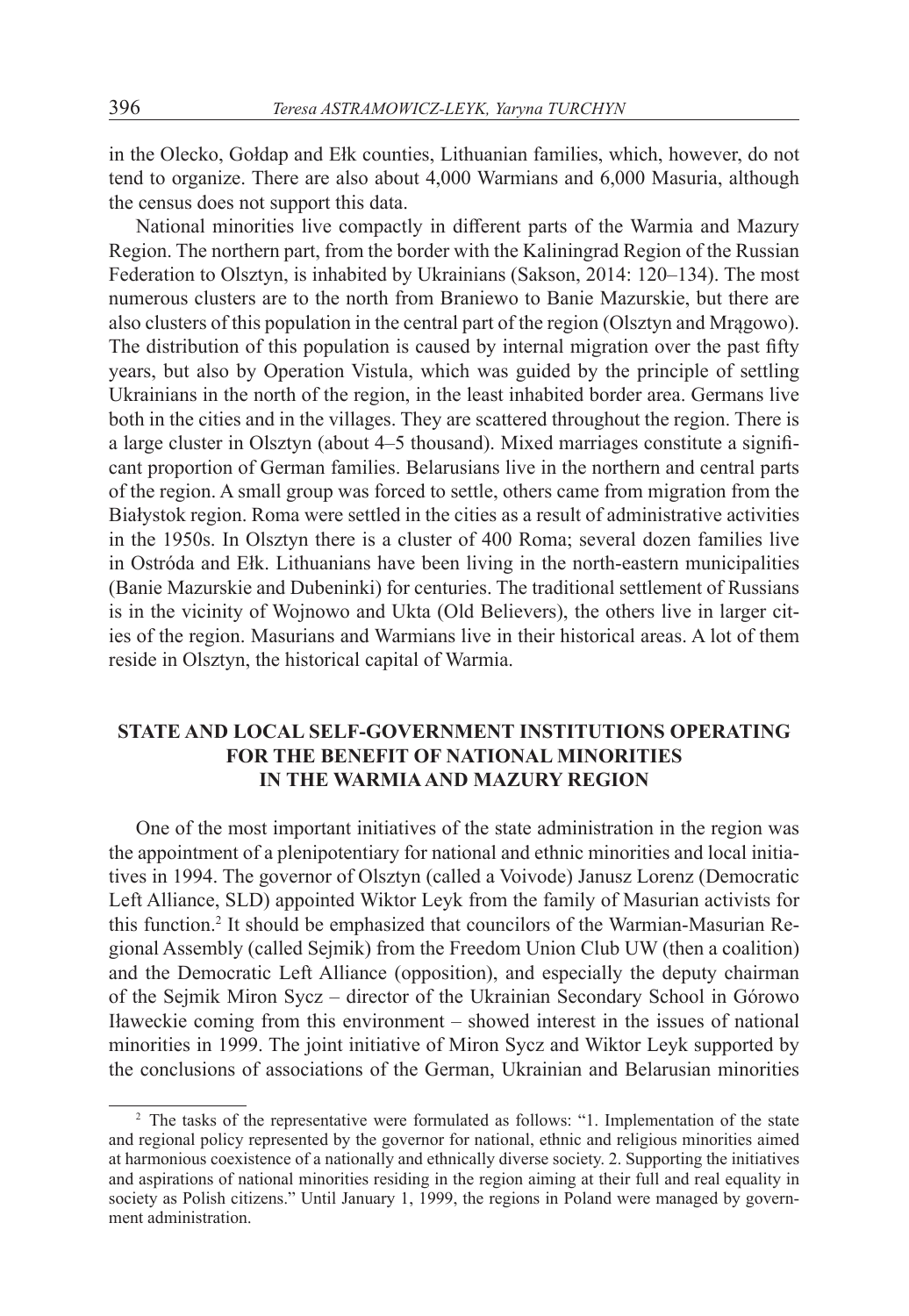in the Olecko, Gołdap and Ełk counties, Lithuanian families, which, however, do not tend to organize. There are also about 4,000 Warmians and 6,000 Masuria, although the census does not support this data.

National minorities live compactly in different parts of the Warmia and Mazury Region. The northern part, from the border with the Kaliningrad Region of the Russian Federation to Olsztyn, is inhabited by Ukrainians (Sakson, 2014: 120–134). The most numerous clusters are to the north from Braniewo to Banie Mazurskie, but there are also clusters of this population in the central part of the region (Olsztyn and Mrągowo). The distribution of this population is caused by internal migration over the past fifty years, but also by Operation Vistula, which was guided by the principle of settling Ukrainians in the north of the region, in the least inhabited border area. Germans live both in the cities and in the villages. They are scattered throughout the region. There is a large cluster in Olsztyn (about 4–5 thousand). Mixed marriages constitute a significant proportion of German families. Belarusians live in the northern and central parts of the region. A small group was forced to settle, others came from migration from the Białystok region. Roma were settled in the cities as a result of administrative activities in the 1950s. In Olsztyn there is a cluster of 400 Roma; several dozen families live in Ostróda and Ełk. Lithuanians have been living in the north-eastern municipalities (Banie Mazurskie and Dubeninki) for centuries. The traditional settlement of Russians is in the vicinity of Wojnowo and Ukta (Old Believers), the others live in larger cities of the region. Masurians and Warmians live in their historical areas. A lot of them reside in Olsztyn, the historical capital of Warmia.

## STATE AND LOCAL SELF-GOVERNMENT INSTITUTIONS OPERATING FOR THE BENEFIT OF NATIONAL MINORITIES IN THE WARMIA AND MAZURY REGION

One of the most important initiatives of the state administration in the region was the appointment of a plenipotentiary for national and ethnic minorities and local initiatives in 1994. The governor of Olsztyn (called a Voivode) Janusz Lorenz (Democratic Left Alliance, SLD) appointed Wiktor Leyk from the family of Masurian activists for this function.[2] It should be emphasized that councilors of the Warmian-Masurian Regional Assembly (called Sejmik) from the Freedom Union Club UW (then a coalition) and the Democratic Left Alliance (opposition), and especially the deputy chairman of the Sejmik Miron Sycz – director of the Ukrainian Secondary School in Górowo Iławeckie coming from this environment – showed interest in the issues of national minorities in 1999. The joint initiative of Miron Sycz and Wiktor Leyk supported by the conclusions of associations of the German, Ukrainian and Belarusian minorities

[2] The tasks of the representative were formulated as follows: "1. Implementation of the state and regional policy represented by the governor for national, ethnic and religious minorities aimed at harmonious coexistence of a nationally and ethnically diverse society. 2. Supporting the initiatives and aspirations of national minorities residing in the region aiming at their full and real equality in society as Polish citizens." Until January 1, 1999, the regions in Poland were managed by government administration.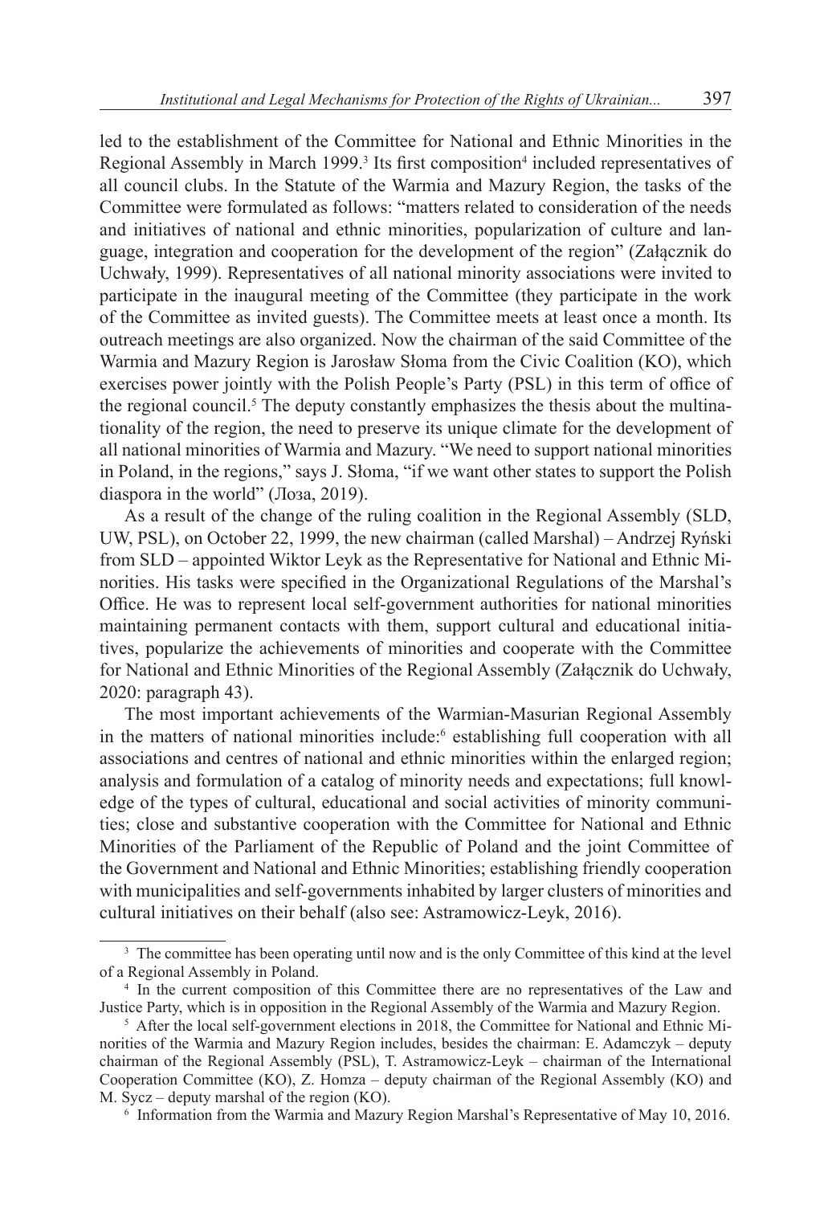led to the establishment of the Committee for National and Ethnic Minorities in the Regional Assembly in March 1999.[3] Its first composition[4] included representatives of all council clubs. In the Statute of the Warmia and Mazury Region, the tasks of the Committee were formulated as follows: "matters related to consideration of the needs and initiatives of national and ethnic minorities, popularization of culture and language, integration and cooperation for the development of the region" (Załącznik do Uchwały, 1999). Representatives of all national minority associations were invited to participate in the inaugural meeting of the Committee (they participate in the work of the Committee as invited guests). The Committee meets at least once a month. Its outreach meetings are also organized. Now the chairman of the said Committee of the Warmia and Mazury Region is Jarosław Słoma from the Civic Coalition (KO), which exercises power jointly with the Polish People's Party (PSL) in this term of office of the regional council.[5] The deputy constantly emphasizes the thesis about the multinationality of the region, the need to preserve its unique climate for the development of all national minorities of Warmia and Mazury. "We need to support national minorities in Poland, in the regions," says J. Słoma, "if we want other states to support the Polish diaspora in the world" (Лоза, 2019).

As a result of the change of the ruling coalition in the Regional Assembly (SLD, UW, PSL), on October 22, 1999, the new chairman (called Marshal) – Andrzej Ryński from SLD – appointed Wiktor Leyk as the Representative for National and Ethnic Minorities. His tasks were specified in the Organizational Regulations of the Marshal's Office. He was to represent local self-government authorities for national minorities maintaining permanent contacts with them, support cultural and educational initiatives, popularize the achievements of minorities and cooperate with the Committee for National and Ethnic Minorities of the Regional Assembly (Załącznik do Uchwały, 2020: paragraph 43).

The most important achievements of the Warmian-Masurian Regional Assembly in the matters of national minorities include:[6] establishing full cooperation with all associations and centres of national and ethnic minorities within the enlarged region; analysis and formulation of a catalog of minority needs and expectations; full knowledge of the types of cultural, educational and social activities of minority communities; close and substantive cooperation with the Committee for National and Ethnic Minorities of the Parliament of the Republic of Poland and the joint Committee of the Government and National and Ethnic Minorities; establishing friendly cooperation with municipalities and self-governments inhabited by larger clusters of minorities and cultural initiatives on their behalf (also see: Astramowicz-Leyk, 2016).

---

[3] The committee has been operating until now and is the only Committee of this kind at the level of a Regional Assembly in Poland.

[4] In the current composition of this Committee there are no representatives of the Law and Justice Party, which is in opposition in the Regional Assembly of the Warmia and Mazury Region.

[5] After the local self-government elections in 2018, the Committee for National and Ethnic Minorities of the Warmia and Mazury Region includes, besides the chairman: E. Adamczyk – deputy chairman of the Regional Assembly (PSL), T. Astramowicz-Leyk – chairman of the International Cooperation Committee (KO), Z. Homza – deputy chairman of the Regional Assembly (KO) and M. Sycz – deputy marshal of the region (KO).

[6] Information from the Warmia and Mazury Region Marshal's Representative of May 10, 2016.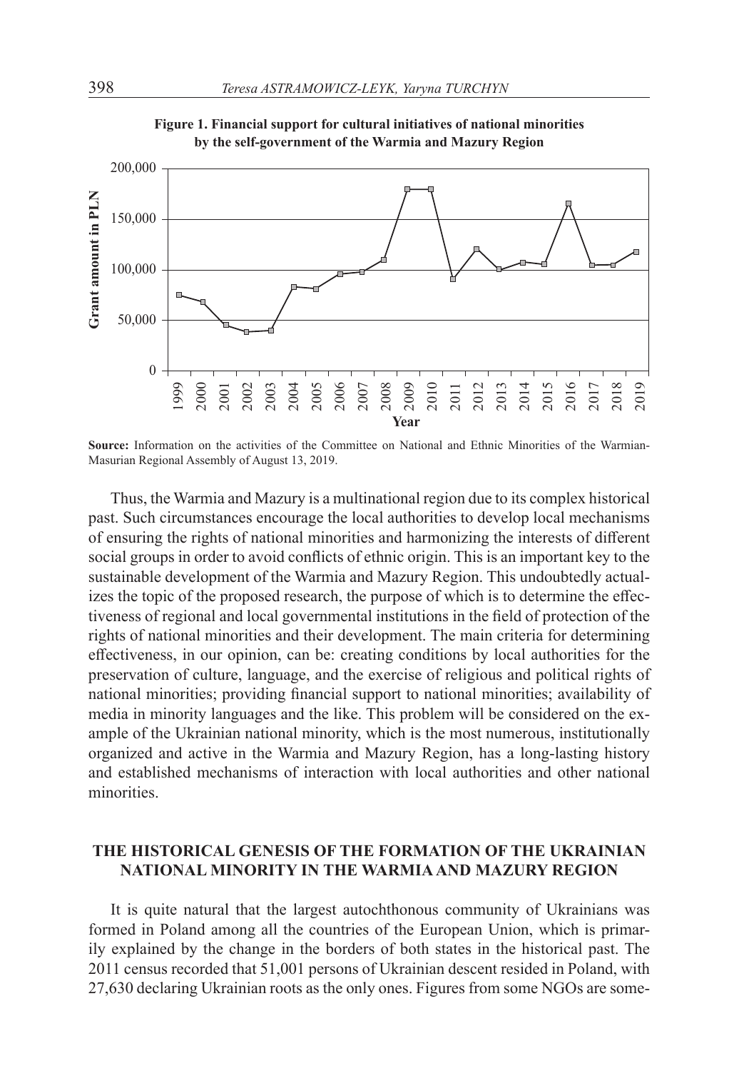**Figure 1. Financial support for cultural initiatives of national minorities by the self-government of the Warmia and Mazury Region**

**Source:** Information on the activities of the Committee on National and Ethnic Minorities of the Warmian-Masurian Regional Assembly of August 13, 2019.

Thus, the Warmia and Mazury is a multinational region due to its complex historical past. Such circumstances encourage the local authorities to develop local mechanisms of ensuring the rights of national minorities and harmonizing the interests of different social groups in order to avoid conflicts of ethnic origin. This is an important key to the sustainable development of the Warmia and Mazury Region. This undoubtedly actualizes the topic of the proposed research, the purpose of which is to determine the effectiveness of regional and local governmental institutions in the field of protection of the rights of national minorities and their development. The main criteria for determining effectiveness, in our opinion, can be: creating conditions by local authorities for the preservation of culture, language, and the exercise of religious and political rights of national minorities; providing financial support to national minorities; availability of media in minority languages and the like. This problem will be considered on the example of the Ukrainian national minority, which is the most numerous, institutionally organized and active in the Warmia and Mazury Region, has a long-lasting history and established mechanisms of interaction with local authorities and other national minorities.

## THE HISTORICAL GENESIS OF THE FORMATION OF THE UKRAINIAN NATIONAL MINORITY IN THE WARMIA AND MAZURY REGION

It is quite natural that the largest autochthonous community of Ukrainians was formed in Poland among all the countries of the European Union, which is primarily explained by the change in the borders of both states in the historical past. The 2011 census recorded that 51,001 persons of Ukrainian descent resided in Poland, with 27,630 declaring Ukrainian roots as the only ones. Figures from some NGOs are some-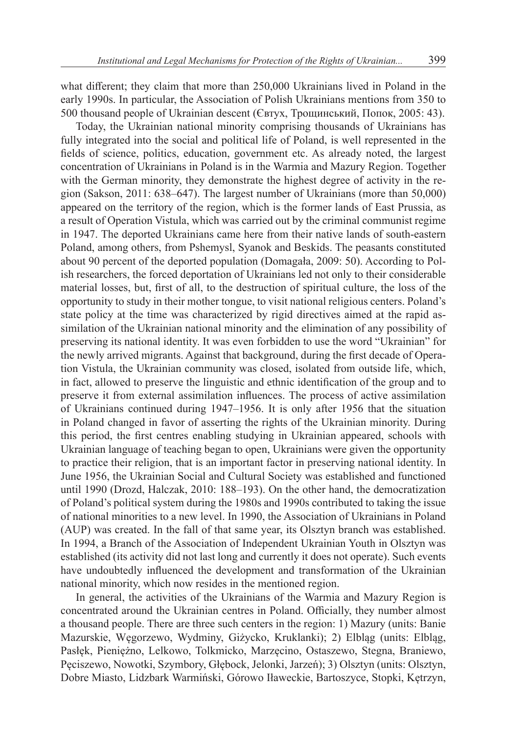what different; they claim that more than 250,000 Ukrainians lived in Poland in the early 1990s. In particular, the Association of Polish Ukrainians mentions from 350 to 500 thousand people of Ukrainian descent (Євтух, Трощинський, Попок, 2005: 43).

Today, the Ukrainian national minority comprising thousands of Ukrainians has fully integrated into the social and political life of Poland, is well represented in the fields of science, politics, education, government etc. As already noted, the largest concentration of Ukrainians in Poland is in the Warmia and Mazury Region. Together with the German minority, they demonstrate the highest degree of activity in the region (Sakson, 2011: 638–647). The largest number of Ukrainians (more than 50,000) appeared on the territory of the region, which is the former lands of East Prussia, as a result of Operation Vistula, which was carried out by the criminal communist regime in 1947. The deported Ukrainians came here from their native lands of south-eastern Poland, among others, from Pshemysl, Syanok and Beskids. The peasants constituted about 90 percent of the deported population (Domagała, 2009: 50). According to Polish researchers, the forced deportation of Ukrainians led not only to their considerable material losses, but, first of all, to the destruction of spiritual culture, the loss of the opportunity to study in their mother tongue, to visit national religious centers. Poland's state policy at the time was characterized by rigid directives aimed at the rapid assimilation of the Ukrainian national minority and the elimination of any possibility of preserving its national identity. It was even forbidden to use the word "Ukrainian" for the newly arrived migrants. Against that background, during the first decade of Operation Vistula, the Ukrainian community was closed, isolated from outside life, which, in fact, allowed to preserve the linguistic and ethnic identification of the group and to preserve it from external assimilation influences. The process of active assimilation of Ukrainians continued during 1947–1956. It is only after 1956 that the situation in Poland changed in favor of asserting the rights of the Ukrainian minority. During this period, the first centres enabling studying in Ukrainian appeared, schools with Ukrainian language of teaching began to open, Ukrainians were given the opportunity to practice their religion, that is an important factor in preserving national identity. In June 1956, the Ukrainian Social and Cultural Society was established and functioned until 1990 (Drozd, Halczak, 2010: 188–193). On the other hand, the democratization of Poland's political system during the 1980s and 1990s contributed to taking the issue of national minorities to a new level. In 1990, the Association of Ukrainians in Poland (AUP) was created. In the fall of that same year, its Olsztyn branch was established. In 1994, a Branch of the Association of Independent Ukrainian Youth in Olsztyn was established (its activity did not last long and currently it does not operate). Such events have undoubtedly influenced the development and transformation of the Ukrainian national minority, which now resides in the mentioned region.

In general, the activities of the Ukrainians of the Warmia and Mazury Region is concentrated around the Ukrainian centres in Poland. Officially, they number almost a thousand people. There are three such centers in the region: 1) Mazury (units: Banie Mazurskie, Węgorzewo, Wydminy, Giżycko, Kruklanki); 2) Elbląg (units: Elbląg, Pasłęk, Pieniężno, Lelkowo, Tolkmicko, Marzęcino, Ostaszewo, Stegna, Braniewo, Pęciszewo, Nowotki, Szymbory, Głębock, Jelonki, Jarzeń); 3) Olsztyn (units: Olsztyn, Dobre Miasto, Lidzbark Warmiński, Górowo Iławeckie, Bartoszyce, Stopki, Kętrzyn,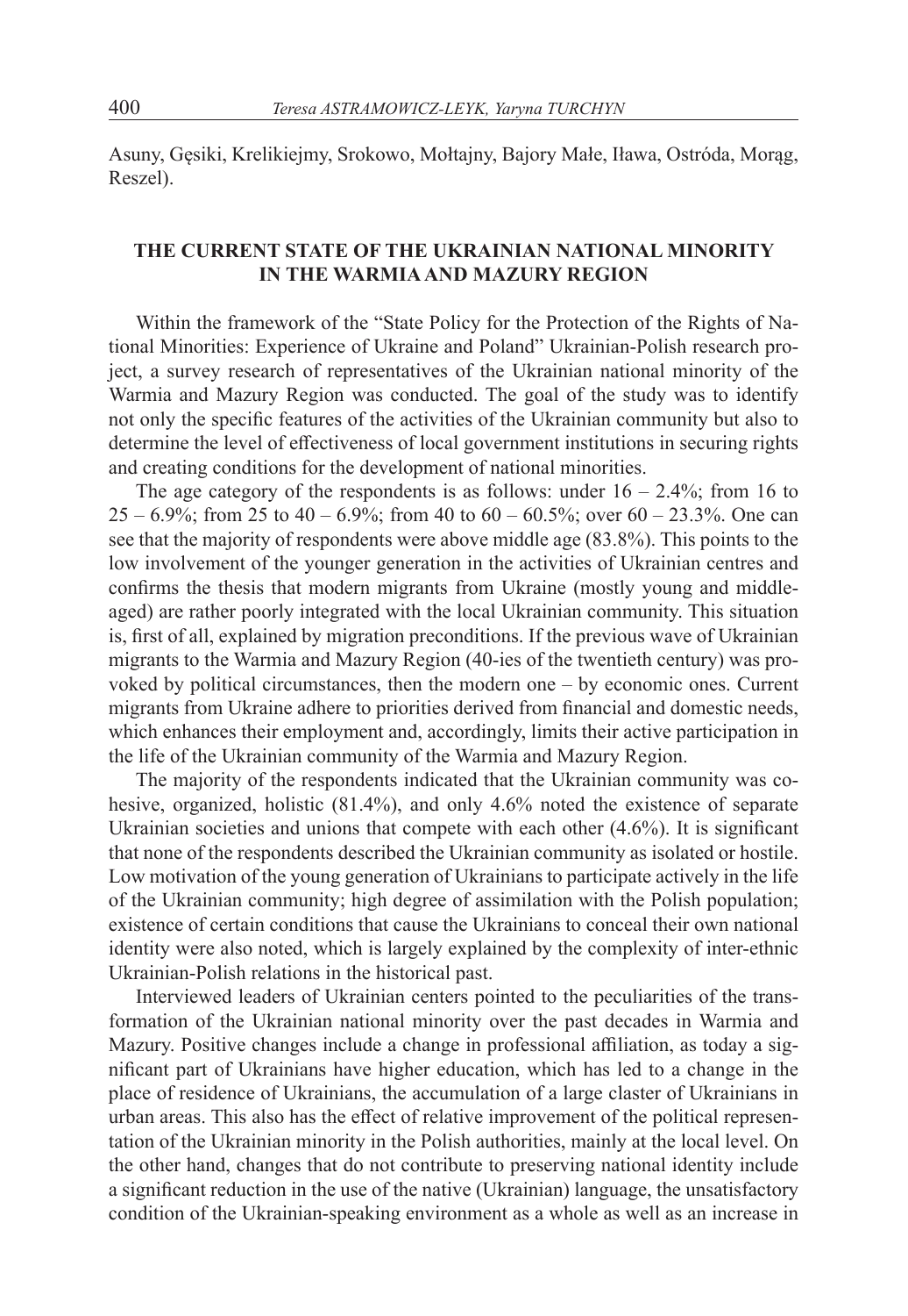Asuny, Gęsiki, Krelikiejmy, Srokowo, Mołtajny, Bajory Małe, Iława, Ostróda, Morąg, Reszel).

## THE CURRENT STATE OF THE UKRAINIAN NATIONAL MINORITY IN THE WARMIA AND MAZURY REGION

Within the framework of the "State Policy for the Protection of the Rights of National Minorities: Experience of Ukraine and Poland" Ukrainian-Polish research project, a survey research of representatives of the Ukrainian national minority of the Warmia and Mazury Region was conducted. The goal of the study was to identify not only the specific features of the activities of the Ukrainian community but also to determine the level of effectiveness of local government institutions in securing rights and creating conditions for the development of national minorities.

The age category of the respondents is as follows: under 16 – 2.4%; from 16 to 25 – 6.9%; from 25 to 40 – 6.9%; from 40 to 60 – 60.5%; over 60 – 23.3%. One can see that the majority of respondents were above middle age (83.8%). This points to the low involvement of the younger generation in the activities of Ukrainian centres and confirms the thesis that modern migrants from Ukraine (mostly young and middle-aged) are rather poorly integrated with the local Ukrainian community. This situation is, first of all, explained by migration preconditions. If the previous wave of Ukrainian migrants to the Warmia and Mazury Region (40-ies of the twentieth century) was provoked by political circumstances, then the modern one – by economic ones. Current migrants from Ukraine adhere to priorities derived from financial and domestic needs, which enhances their employment and, accordingly, limits their active participation in the life of the Ukrainian community of the Warmia and Mazury Region.

The majority of the respondents indicated that the Ukrainian community was cohesive, organized, holistic (81.4%), and only 4.6% noted the existence of separate Ukrainian societies and unions that compete with each other (4.6%). It is significant that none of the respondents described the Ukrainian community as isolated or hostile. Low motivation of the young generation of Ukrainians to participate actively in the life of the Ukrainian community; high degree of assimilation with the Polish population; existence of certain conditions that cause the Ukrainians to conceal their own national identity were also noted, which is largely explained by the complexity of inter-ethnic Ukrainian-Polish relations in the historical past.

Interviewed leaders of Ukrainian centers pointed to the peculiarities of the transformation of the Ukrainian national minority over the past decades in Warmia and Mazury. Positive changes include a change in professional affiliation, as today a significant part of Ukrainians have higher education, which has led to a change in the place of residence of Ukrainians, the accumulation of a large claster of Ukrainians in urban areas. This also has the effect of relative improvement of the political representation of the Ukrainian minority in the Polish authorities, mainly at the local level. On the other hand, changes that do not contribute to preserving national identity include a significant reduction in the use of the native (Ukrainian) language, the unsatisfactory condition of the Ukrainian-speaking environment as a whole as well as an increase in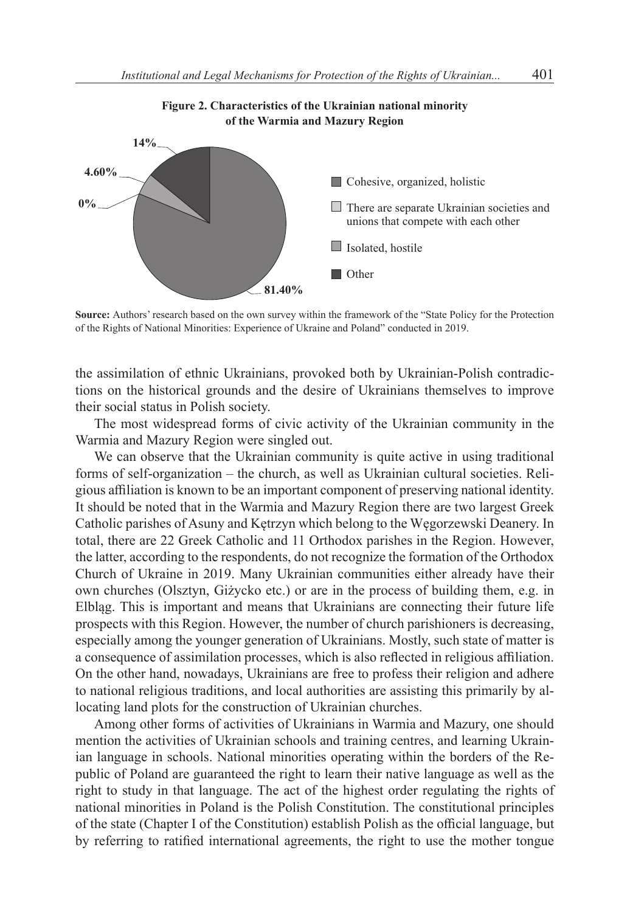**Figure 2. Characteristics of the Ukrainian national minority of the Warmia and Mazury Region**

**Source:** Authors' research based on the own survey within the framework of the "State Policy for the Protection of the Rights of National Minorities: Experience of Ukraine and Poland" conducted in 2019.

the assimilation of ethnic Ukrainians, provoked both by Ukrainian-Polish contradictions on the historical grounds and the desire of Ukrainians themselves to improve their social status in Polish society.

The most widespread forms of civic activity of the Ukrainian community in the Warmia and Mazury Region were singled out.

We can observe that the Ukrainian community is quite active in using traditional forms of self-organization – the church, as well as Ukrainian cultural societies. Religious affiliation is known to be an important component of preserving national identity. It should be noted that in the Warmia and Mazury Region there are two largest Greek Catholic parishes of Asuny and Kętrzyn which belong to the Węgorzewski Deanery. In total, there are 22 Greek Catholic and 11 Orthodox parishes in the Region. However, the latter, according to the respondents, do not recognize the formation of the Orthodox Church of Ukraine in 2019. Many Ukrainian communities either already have their own churches (Olsztyn, Giżycko etc.) or are in the process of building them, e.g. in Elbląg. This is important and means that Ukrainians are connecting their future life prospects with this Region. However, the number of church parishioners is decreasing, especially among the younger generation of Ukrainians. Mostly, such state of matter is a consequence of assimilation processes, which is also reflected in religious affiliation. On the other hand, nowadays, Ukrainians are free to profess their religion and adhere to national religious traditions, and local authorities are assisting this primarily by allocating land plots for the construction of Ukrainian churches.

Among other forms of activities of Ukrainians in Warmia and Mazury, one should mention the activities of Ukrainian schools and training centres, and learning Ukrainian language in schools. National minorities operating within the borders of the Republic of Poland are guaranteed the right to learn their native language as well as the right to study in that language. The act of the highest order regulating the rights of national minorities in Poland is the Polish Constitution. The constitutional principles of the state (Chapter I of the Constitution) establish Polish as the official language, but by referring to ratified international agreements, the right to use the mother tongue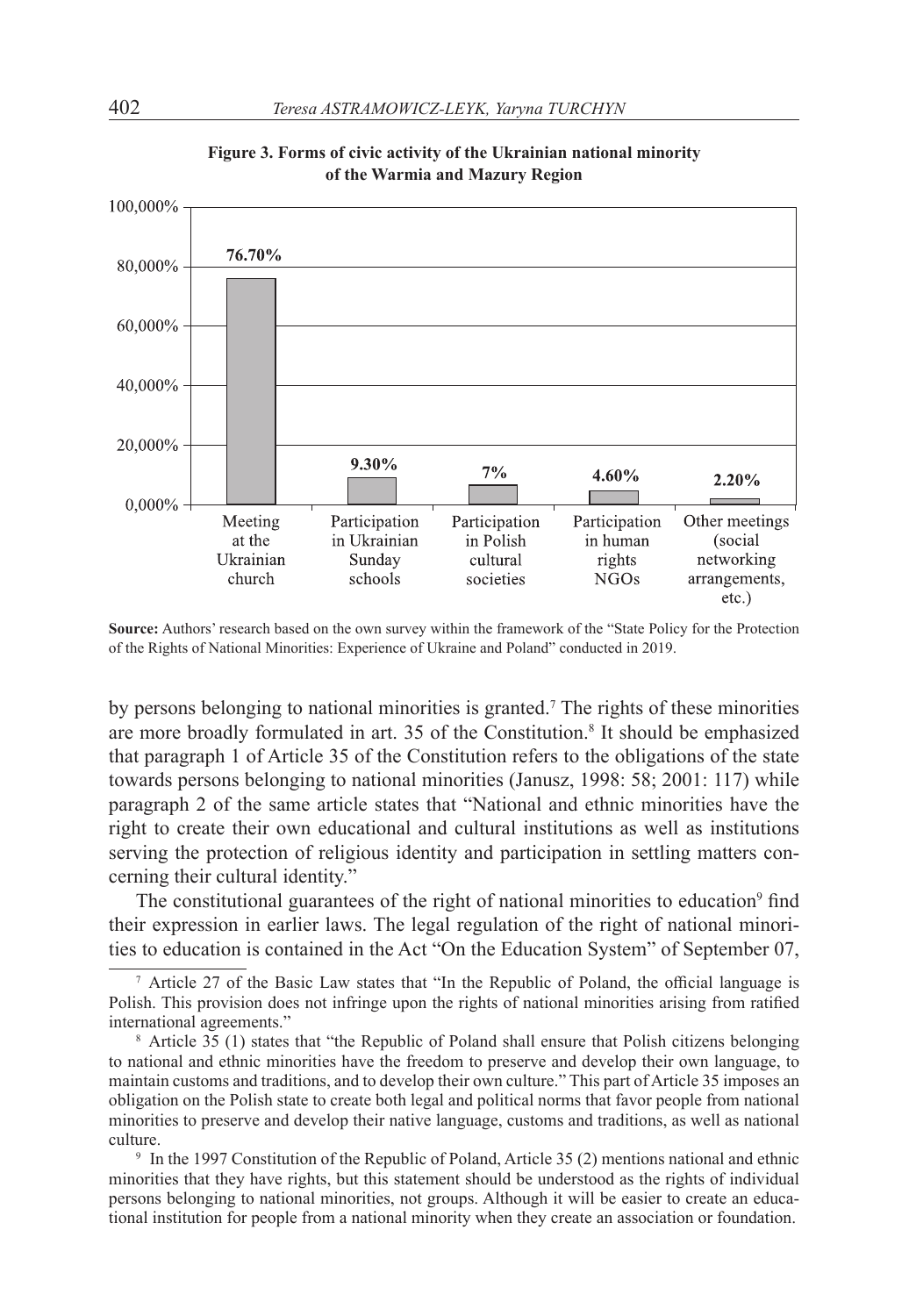**Figure 3. Forms of civic activity of the Ukrainian national minority of the Warmia and Mazury Region**

| Form of civic activity | Share |
|---|---|
| Meeting at the Ukrainian church | 76.70% |
| Participation in Ukrainian Sunday schools | 9.30% |
| Participation in Polish cultural societies | 7% |
| Participation in human rights NGOs | 4.60% |
| Other meetings (social networking arrangements, etc.) | 2.20% |

**Source:** Authors' research based on the own survey within the framework of the "State Policy for the Protection of the Rights of National Minorities: Experience of Ukraine and Poland" conducted in 2019.

by persons belonging to national minorities is granted.[7] The rights of these minorities are more broadly formulated in art. 35 of the Constitution.[8] It should be emphasized that paragraph 1 of Article 35 of the Constitution refers to the obligations of the state towards persons belonging to national minorities (Janusz, 1998: 58; 2001: 117) while paragraph 2 of the same article states that "National and ethnic minorities have the right to create their own educational and cultural institutions as well as institutions serving the protection of religious identity and participation in settling matters concerning their cultural identity."

The constitutional guarantees of the right of national minorities to education[9] find their expression in earlier laws. The legal regulation of the right of national minorities to education is contained in the Act "On the Education System" of September 07,

[7] Article 27 of the Basic Law states that "In the Republic of Poland, the official language is Polish. This provision does not infringe upon the rights of national minorities arising from ratified international agreements."

[8] Article 35 (1) states that "the Republic of Poland shall ensure that Polish citizens belonging to national and ethnic minorities have the freedom to preserve and develop their own language, to maintain customs and traditions, and to develop their own culture." This part of Article 35 imposes an obligation on the Polish state to create both legal and political norms that favor people from national minorities to preserve and develop their native language, customs and traditions, as well as national culture.

[9] In the 1997 Constitution of the Republic of Poland, Article 35 (2) mentions national and ethnic minorities that they have rights, but this statement should be understood as the rights of individual persons belonging to national minorities, not groups. Although it will be easier to create an educational institution for people from a national minority when they create an association or foundation.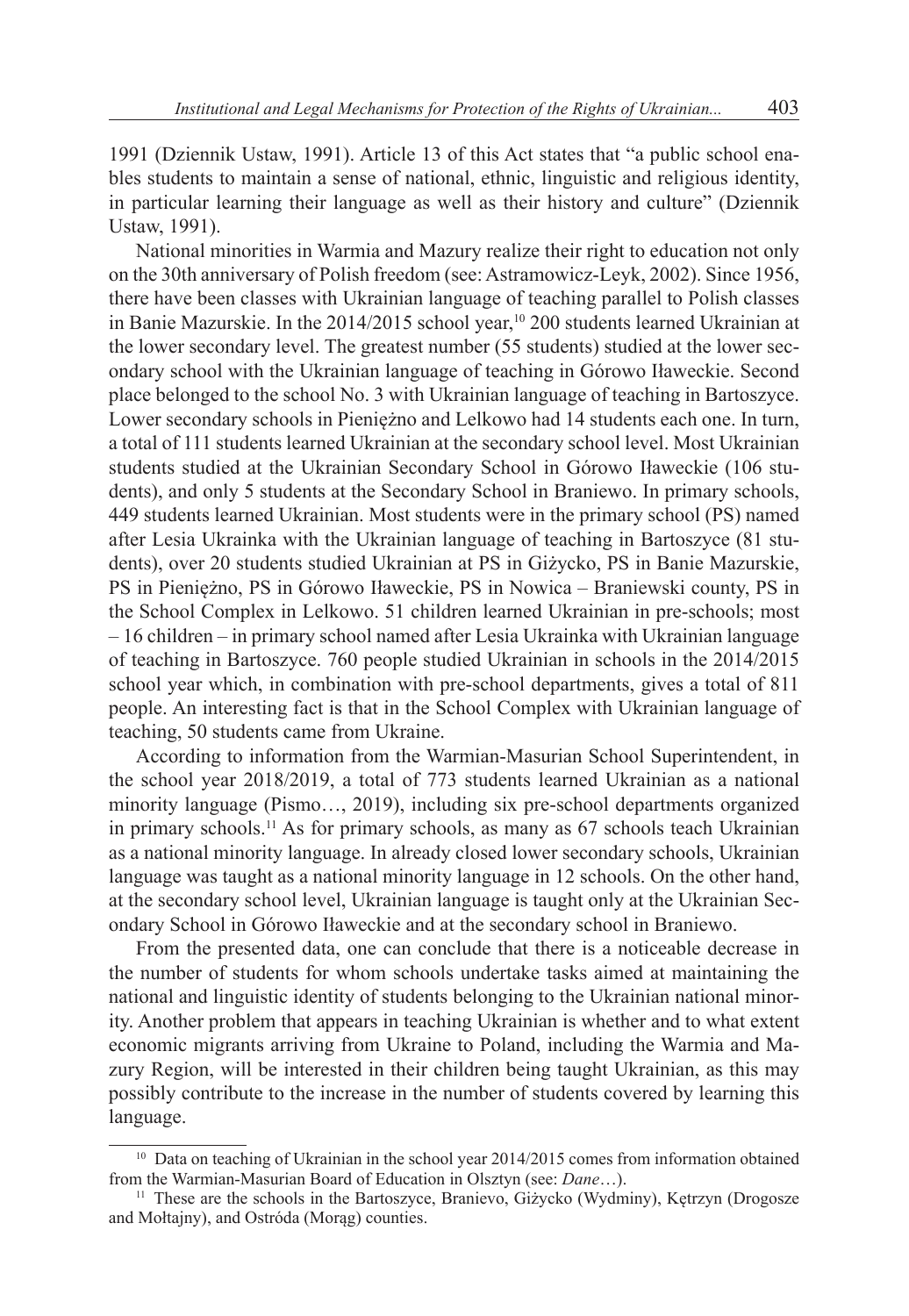1991 (Dziennik Ustaw, 1991). Article 13 of this Act states that "a public school enables students to maintain a sense of national, ethnic, linguistic and religious identity, in particular learning their language as well as their history and culture" (Dziennik Ustaw, 1991).

National minorities in Warmia and Mazury realize their right to education not only on the 30th anniversary of Polish freedom (see: Astramowicz-Leyk, 2002). Since 1956, there have been classes with Ukrainian language of teaching parallel to Polish classes in Banie Mazurskie. In the 2014/2015 school year,[10] 200 students learned Ukrainian at the lower secondary level. The greatest number (55 students) studied at the lower secondary school with the Ukrainian language of teaching in Górowo Iławeckie. Second place belonged to the school No. 3 with Ukrainian language of teaching in Bartoszyce. Lower secondary schools in Pieniężno and Lelkowo had 14 students each one. In turn, a total of 111 students learned Ukrainian at the secondary school level. Most Ukrainian students studied at the Ukrainian Secondary School in Górowo Iławeckie (106 students), and only 5 students at the Secondary School in Braniewo. In primary schools, 449 students learned Ukrainian. Most students were in the primary school (PS) named after Lesia Ukrainka with the Ukrainian language of teaching in Bartoszyce (81 students), over 20 students studied Ukrainian at PS in Giżycko, PS in Banie Mazurskie, PS in Pieniężno, PS in Górowo Iławeckie, PS in Nowica – Braniewski county, PS in the School Complex in Lelkowo. 51 children learned Ukrainian in pre-schools; most – 16 children – in primary school named after Lesia Ukrainka with Ukrainian language of teaching in Bartoszyce. 760 people studied Ukrainian in schools in the 2014/2015 school year which, in combination with pre-school departments, gives a total of 811 people. An interesting fact is that in the School Complex with Ukrainian language of teaching, 50 students came from Ukraine.

According to information from the Warmian-Masurian School Superintendent, in the school year 2018/2019, a total of 773 students learned Ukrainian as a national minority language (Pismo…, 2019), including six pre-school departments organized in primary schools.[11] As for primary schools, as many as 67 schools teach Ukrainian as a national minority language. In already closed lower secondary schools, Ukrainian language was taught as a national minority language in 12 schools. On the other hand, at the secondary school level, Ukrainian language is taught only at the Ukrainian Secondary School in Górowo Iławeckie and at the secondary school in Braniewo.

From the presented data, one can conclude that there is a noticeable decrease in the number of students for whom schools undertake tasks aimed at maintaining the national and linguistic identity of students belonging to the Ukrainian national minority. Another problem that appears in teaching Ukrainian is whether and to what extent economic migrants arriving from Ukraine to Poland, including the Warmia and Mazury Region, will be interested in their children being taught Ukrainian, as this may possibly contribute to the increase in the number of students covered by learning this language.

[10] Data on teaching of Ukrainian in the school year 2014/2015 comes from information obtained from the Warmian-Masurian Board of Education in Olsztyn (see: *Dane*…).

[11] These are the schools in the Bartoszyce, Branievo, Giżycko (Wydminy), Kętrzyn (Drogosze and Mołtajny), and Ostróda (Morąg) counties.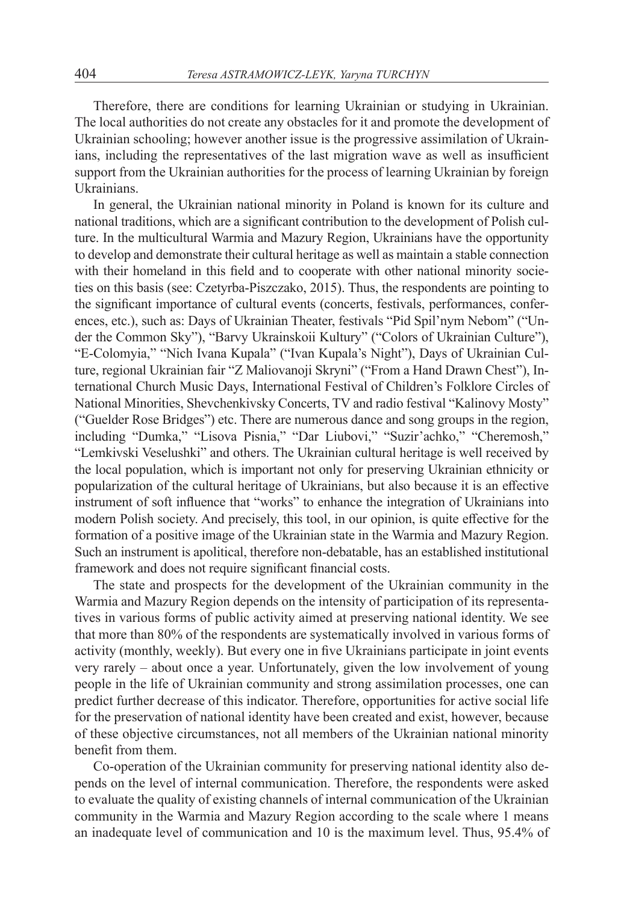Therefore, there are conditions for learning Ukrainian or studying in Ukrainian. The local authorities do not create any obstacles for it and promote the development of Ukrainian schooling; however another issue is the progressive assimilation of Ukrainians, including the representatives of the last migration wave as well as insufficient support from the Ukrainian authorities for the process of learning Ukrainian by foreign Ukrainians.

In general, the Ukrainian national minority in Poland is known for its culture and national traditions, which are a significant contribution to the development of Polish culture. In the multicultural Warmia and Mazury Region, Ukrainians have the opportunity to develop and demonstrate their cultural heritage as well as maintain a stable connection with their homeland in this field and to cooperate with other national minority societies on this basis (see: Czetyrba-Piszczako, 2015). Thus, the respondents are pointing to the significant importance of cultural events (concerts, festivals, performances, conferences, etc.), such as: Days of Ukrainian Theater, festivals "Pid Spil'nym Nebom" ("Under the Common Sky"), "Barvy Ukrainskoii Kultury" ("Colors of Ukrainian Culture"), "E-Colomyia," "Nich Ivana Kupala" ("Ivan Kupala's Night"), Days of Ukrainian Culture, regional Ukrainian fair "Z Maliovanoji Skryni" ("From a Hand Drawn Chest"), International Church Music Days, International Festival of Children's Folklore Circles of National Minorities, Shevchenkivsky Concerts, TV and radio festival "Kalinovy Mosty" ("Guelder Rose Bridges") etc. There are numerous dance and song groups in the region, including "Dumka," "Lisova Pisnia," "Dar Liubovi," "Suzir'achko," "Cheremosh," "Lemkivski Veselushki" and others. The Ukrainian cultural heritage is well received by the local population, which is important not only for preserving Ukrainian ethnicity or popularization of the cultural heritage of Ukrainians, but also because it is an effective instrument of soft influence that "works" to enhance the integration of Ukrainians into modern Polish society. And precisely, this tool, in our opinion, is quite effective for the formation of a positive image of the Ukrainian state in the Warmia and Mazury Region. Such an instrument is apolitical, therefore non-debatable, has an established institutional framework and does not require significant financial costs.

The state and prospects for the development of the Ukrainian community in the Warmia and Mazury Region depends on the intensity of participation of its representatives in various forms of public activity aimed at preserving national identity. We see that more than 80% of the respondents are systematically involved in various forms of activity (monthly, weekly). But every one in five Ukrainians participate in joint events very rarely – about once a year. Unfortunately, given the low involvement of young people in the life of Ukrainian community and strong assimilation processes, one can predict further decrease of this indicator. Therefore, opportunities for active social life for the preservation of national identity have been created and exist, however, because of these objective circumstances, not all members of the Ukrainian national minority benefit from them.

Co-operation of the Ukrainian community for preserving national identity also depends on the level of internal communication. Therefore, the respondents were asked to evaluate the quality of existing channels of internal communication of the Ukrainian community in the Warmia and Mazury Region according to the scale where 1 means an inadequate level of communication and 10 is the maximum level. Thus, 95.4% of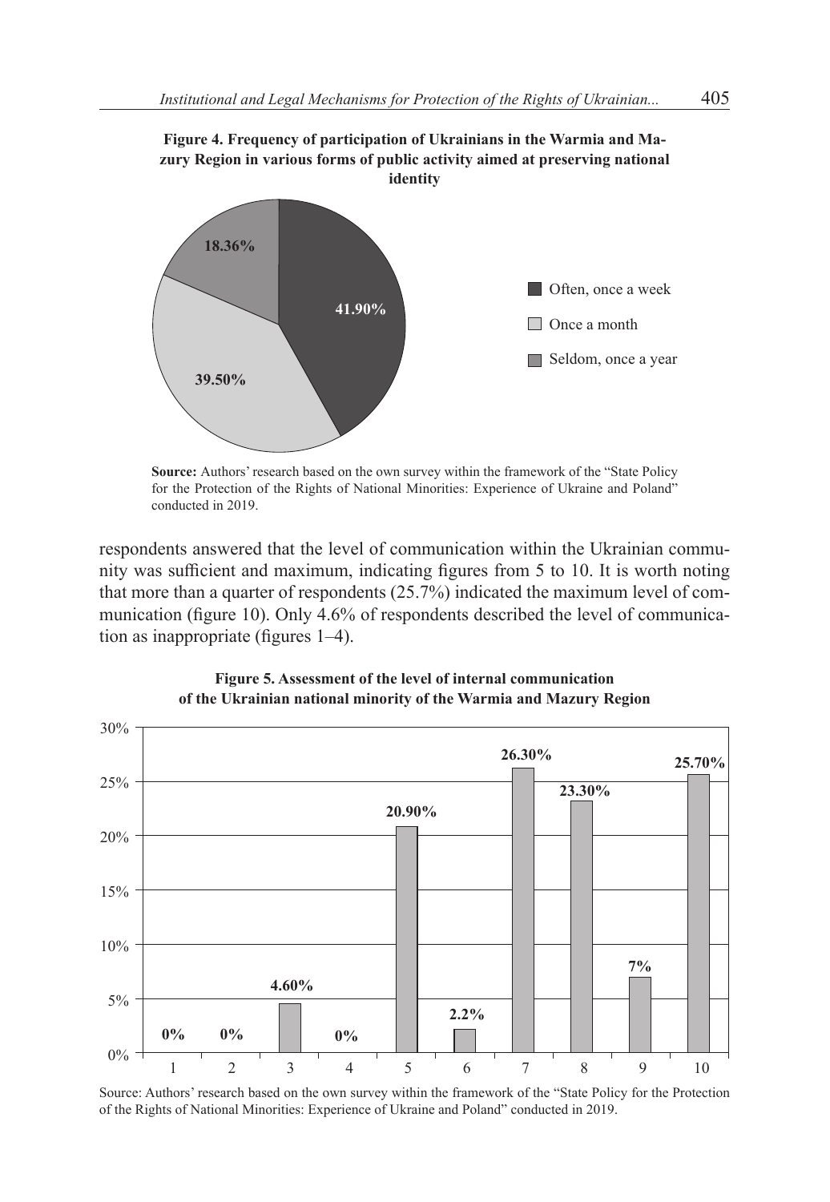**Figure 4. Frequency of participation of Ukrainians in the Warmia and Mazury Region in various forms of public activity aimed at preserving national identity**

| Category | Share |
| --- | --- |
| Often, once a week | 41.90% |
| Once a month | 39.50% |
| Seldom, once a year | 18.36% |

**Source:** Authors' research based on the own survey within the framework of the "State Policy for the Protection of the Rights of National Minorities: Experience of Ukraine and Poland" conducted in 2019.

respondents answered that the level of communication within the Ukrainian community was sufficient and maximum, indicating figures from 5 to 10. It is worth noting that more than a quarter of respondents (25.7%) indicated the maximum level of communication (figure 10). Only 4.6% of respondents described the level of communication as inappropriate (figures 1–4).

**Figure 5. Assessment of the level of internal communication of the Ukrainian national minority of the Warmia and Mazury Region**

| Level | 1 | 2 | 3 | 4 | 5 | 6 | 7 | 8 | 9 | 10 |
| --- | --- | --- | --- | --- | --- | --- | --- | --- | --- | --- |
| Share | 0% | 0% | 4.60% | 0% | 20.90% | 2.2% | 26.30% | 23.30% | 7% | 25.70% |

Source: Authors' research based on the own survey within the framework of the "State Policy for the Protection of the Rights of National Minorities: Experience of Ukraine and Poland" conducted in 2019.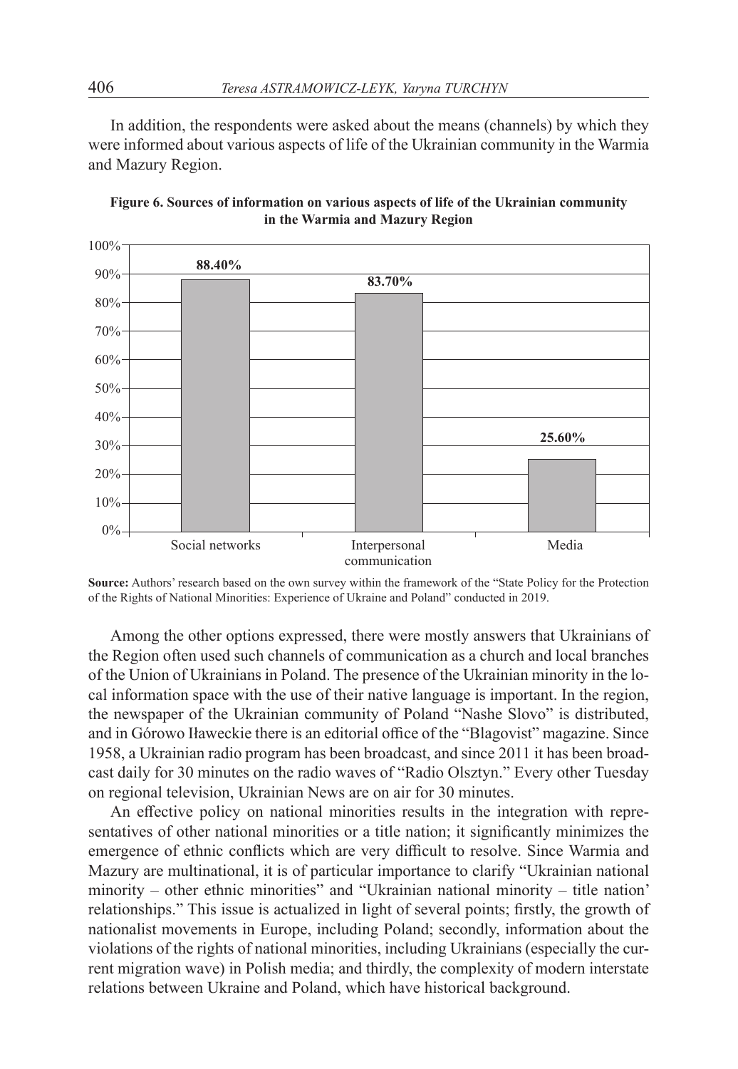In addition, the respondents were asked about the means (channels) by which they were informed about various aspects of life of the Ukrainian community in the Warmia and Mazury Region.

**Figure 6. Sources of information on various aspects of life of the Ukrainian community in the Warmia and Mazury Region**

| Source | Percentage |
| --- | --- |
| Social networks | 88.40% |
| Interpersonal communication | 83.70% |
| Media | 25.60% |

**Source:** Authors' research based on the own survey within the framework of the "State Policy for the Protection of the Rights of National Minorities: Experience of Ukraine and Poland" conducted in 2019.

Among the other options expressed, there were mostly answers that Ukrainians of the Region often used such channels of communication as a church and local branches of the Union of Ukrainians in Poland. The presence of the Ukrainian minority in the local information space with the use of their native language is important. In the region, the newspaper of the Ukrainian community of Poland "Nashe Slovo" is distributed, and in Górowo Iławeckie there is an editorial office of the "Blagovist" magazine. Since 1958, a Ukrainian radio program has been broadcast, and since 2011 it has been broadcast daily for 30 minutes on the radio waves of "Radio Olsztyn." Every other Tuesday on regional television, Ukrainian News are on air for 30 minutes.

An effective policy on national minorities results in the integration with representatives of other national minorities or a title nation; it significantly minimizes the emergence of ethnic conflicts which are very difficult to resolve. Since Warmia and Mazury are multinational, it is of particular importance to clarify "Ukrainian national minority – other ethnic minorities" and "Ukrainian national minority – title nation' relationships." This issue is actualized in light of several points; firstly, the growth of nationalist movements in Europe, including Poland; secondly, information about the violations of the rights of national minorities, including Ukrainians (especially the current migration wave) in Polish media; and thirdly, the complexity of modern interstate relations between Ukraine and Poland, which have historical background.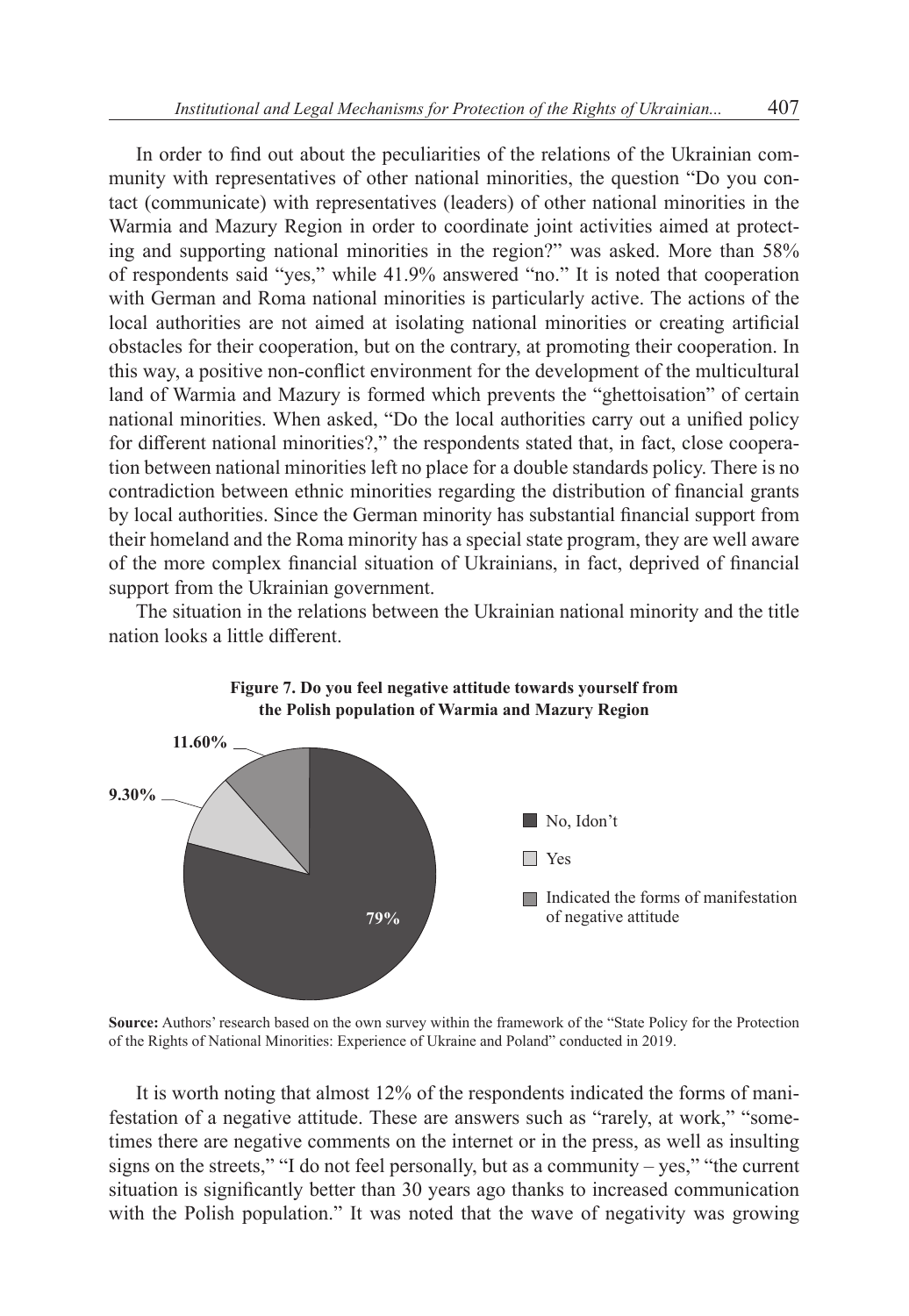In order to find out about the peculiarities of the relations of the Ukrainian community with representatives of other national minorities, the question "Do you contact (communicate) with representatives (leaders) of other national minorities in the Warmia and Mazury Region in order to coordinate joint activities aimed at protecting and supporting national minorities in the region?" was asked. More than 58% of respondents said "yes," while 41.9% answered "no." It is noted that cooperation with German and Roma national minorities is particularly active. The actions of the local authorities are not aimed at isolating national minorities or creating artificial obstacles for their cooperation, but on the contrary, at promoting their cooperation. In this way, a positive non-conflict environment for the development of the multicultural land of Warmia and Mazury is formed which prevents the "ghettoisation" of certain national minorities. When asked, "Do the local authorities carry out a unified policy for different national minorities?," the respondents stated that, in fact, close cooperation between national minorities left no place for a double standards policy. There is no contradiction between ethnic minorities regarding the distribution of financial grants by local authorities. Since the German minority has substantial financial support from their homeland and the Roma minority has a special state program, they are well aware of the more complex financial situation of Ukrainians, in fact, deprived of financial support from the Ukrainian government.

The situation in the relations between the Ukrainian national minority and the title nation looks a little different.

**Figure 7. Do you feel negative attitude towards yourself from the Polish population of Warmia and Mazury Region**

| Answer | Share |
| --- | --- |
| No, Idon't | 79% |
| Yes | 9.30% |
| Indicated the forms of manifestation of negative attitude | 11.60% |

**Source:** Authors' research based on the own survey within the framework of the "State Policy for the Protection of the Rights of National Minorities: Experience of Ukraine and Poland" conducted in 2019.

It is worth noting that almost 12% of the respondents indicated the forms of manifestation of a negative attitude. These are answers such as "rarely, at work," "sometimes there are negative comments on the internet or in the press, as well as insulting signs on the streets," "I do not feel personally, but as a community – yes," "the current situation is significantly better than 30 years ago thanks to increased communication with the Polish population." It was noted that the wave of negativity was growing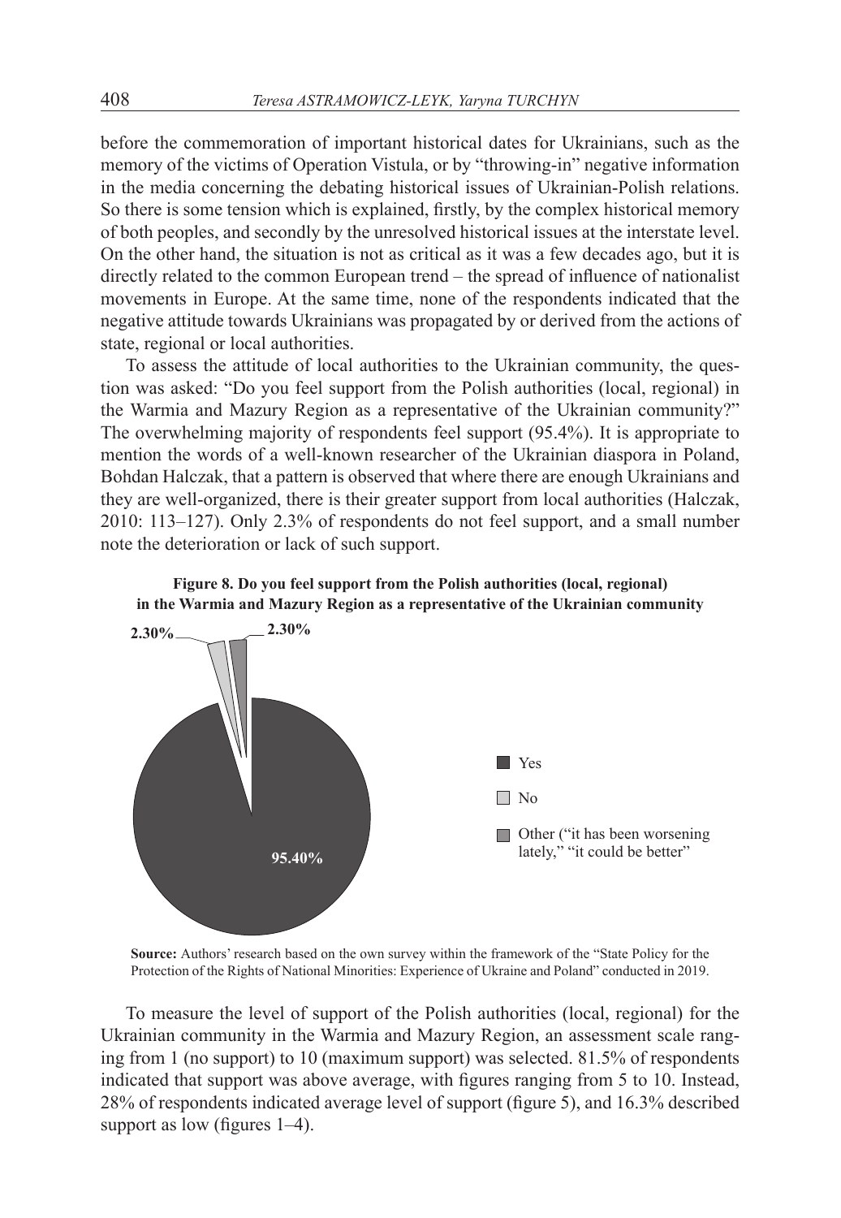before the commemoration of important historical dates for Ukrainians, such as the memory of the victims of Operation Vistula, or by "throwing-in" negative information in the media concerning the debating historical issues of Ukrainian-Polish relations. So there is some tension which is explained, firstly, by the complex historical memory of both peoples, and secondly by the unresolved historical issues at the interstate level. On the other hand, the situation is not as critical as it was a few decades ago, but it is directly related to the common European trend – the spread of influence of nationalist movements in Europe. At the same time, none of the respondents indicated that the negative attitude towards Ukrainians was propagated by or derived from the actions of state, regional or local authorities.

To assess the attitude of local authorities to the Ukrainian community, the question was asked: "Do you feel support from the Polish authorities (local, regional) in the Warmia and Mazury Region as a representative of the Ukrainian community?" The overwhelming majority of respondents feel support (95.4%). It is appropriate to mention the words of a well-known researcher of the Ukrainian diaspora in Poland, Bohdan Halczak, that a pattern is observed that where there are enough Ukrainians and they are well-organized, there is their greater support from local authorities (Halczak, 2010: 113–127). Only 2.3% of respondents do not feel support, and a small number note the deterioration or lack of such support.

**Figure 8. Do you feel support from the Polish authorities (local, regional) in the Warmia and Mazury Region as a representative of the Ukrainian community**

| Answer | Share |
|---|---|
| Yes | 95.40% |
| No | 2.30% |
| Other ("it has been worsening lately," "it could be better" | 2.30% |

**Source:** Authors' research based on the own survey within the framework of the "State Policy for the Protection of the Rights of National Minorities: Experience of Ukraine and Poland" conducted in 2019.

To measure the level of support of the Polish authorities (local, regional) for the Ukrainian community in the Warmia and Mazury Region, an assessment scale ranging from 1 (no support) to 10 (maximum support) was selected. 81.5% of respondents indicated that support was above average, with figures ranging from 5 to 10. Instead, 28% of respondents indicated average level of support (figure 5), and 16.3% described support as low (figures 1–4).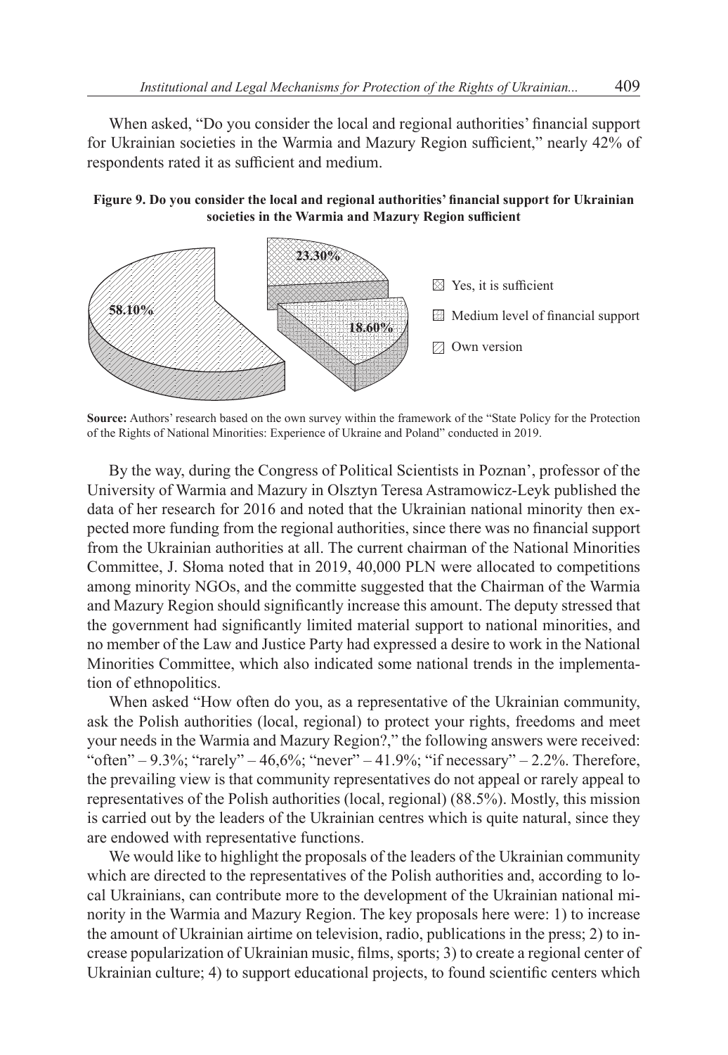When asked, "Do you consider the local and regional authorities' financial support for Ukrainian societies in the Warmia and Mazury Region sufficient," nearly 42% of respondents rated it as sufficient and medium.

**Figure 9. Do you consider the local and regional authorities' financial support for Ukrainian societies in the Warmia and Mazury Region sufficient**

| Answer | Share |
|---|---|
| Yes, it is sufficient | 23.30% |
| Medium level of financial support | 18.60% |
| Own version | 58.10% |

**Source:** Authors' research based on the own survey within the framework of the "State Policy for the Protection of the Rights of National Minorities: Experience of Ukraine and Poland" conducted in 2019.

By the way, during the Congress of Political Scientists in Poznan', professor of the University of Warmia and Mazury in Olsztyn Teresa Astramowicz-Leyk published the data of her research for 2016 and noted that the Ukrainian national minority then expected more funding from the regional authorities, since there was no financial support from the Ukrainian authorities at all. The current chairman of the National Minorities Committee, J. Słoma noted that in 2019, 40,000 PLN were allocated to competitions among minority NGOs, and the committe suggested that the Chairman of the Warmia and Mazury Region should significantly increase this amount. The deputy stressed that the government had significantly limited material support to national minorities, and no member of the Law and Justice Party had expressed a desire to work in the National Minorities Committee, which also indicated some national trends in the implementation of ethnopolitics.

When asked "How often do you, as a representative of the Ukrainian community, ask the Polish authorities (local, regional) to protect your rights, freedoms and meet your needs in the Warmia and Mazury Region?," the following answers were received: "often" – 9.3%; "rarely" – 46,6%; "never" – 41.9%; "if necessary" – 2.2%. Therefore, the prevailing view is that community representatives do not appeal or rarely appeal to representatives of the Polish authorities (local, regional) (88.5%). Mostly, this mission is carried out by the leaders of the Ukrainian centres which is quite natural, since they are endowed with representative functions.

We would like to highlight the proposals of the leaders of the Ukrainian community which are directed to the representatives of the Polish authorities and, according to local Ukrainians, can contribute more to the development of the Ukrainian national minority in the Warmia and Mazury Region. The key proposals here were: 1) to increase the amount of Ukrainian airtime on television, radio, publications in the press; 2) to increase popularization of Ukrainian music, films, sports; 3) to create a regional center of Ukrainian culture; 4) to support educational projects, to found scientific centers which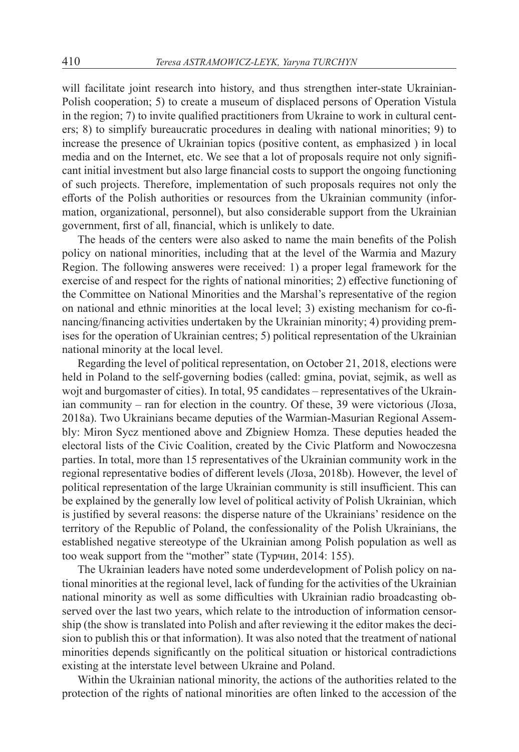will facilitate joint research into history, and thus strengthen inter-state Ukrainian-Polish cooperation; 5) to create a museum of displaced persons of Operation Vistula in the region; 7) to invite qualified practitioners from Ukraine to work in cultural centers; 8) to simplify bureaucratic procedures in dealing with national minorities; 9) to increase the presence of Ukrainian topics (positive content, as emphasized ) in local media and on the Internet, etc. We see that a lot of proposals require not only significant initial investment but also large financial costs to support the ongoing functioning of such projects. Therefore, implementation of such proposals requires not only the efforts of the Polish authorities or resources from the Ukrainian community (information, organizational, personnel), but also considerable support from the Ukrainian government, first of all, financial, which is unlikely to date.

The heads of the centers were also asked to name the main benefits of the Polish policy on national minorities, including that at the level of the Warmia and Mazury Region. The following answeres were received: 1) a proper legal framework for the exercise of and respect for the rights of national minorities; 2) effective functioning of the Committee on National Minorities and the Marshal's representative of the region on national and ethnic minorities at the local level; 3) existing mechanism for co-financing/financing activities undertaken by the Ukrainian minority; 4) providing premises for the operation of Ukrainian centres; 5) political representation of the Ukrainian national minority at the local level.

Regarding the level of political representation, on October 21, 2018, elections were held in Poland to the self-governing bodies (called: gmina, poviat, sejmik, as well as wojt and burgomaster of cities). In total, 95 candidates – representatives of the Ukrainian community – ran for election in the country. Of these, 39 were victorious (Лоза, 2018a). Two Ukrainians became deputies of the Warmian-Masurian Regional Assembly: Miron Sycz mentioned above and Zbigniew Homza. These deputies headed the electoral lists of the Civic Coalition, created by the Civic Platform and Nowoczesna parties. In total, more than 15 representatives of the Ukrainian community work in the regional representative bodies of different levels (Лоза, 2018b). However, the level of political representation of the large Ukrainian community is still insufficient. This can be explained by the generally low level of political activity of Polish Ukrainian, which is justified by several reasons: the disperse nature of the Ukrainians' residence on the territory of the Republic of Poland, the confessionality of the Polish Ukrainians, the established negative stereotype of the Ukrainian among Polish population as well as too weak support from the "mother" state (Турчин, 2014: 155).

The Ukrainian leaders have noted some underdevelopment of Polish policy on national minorities at the regional level, lack of funding for the activities of the Ukrainian national minority as well as some difficulties with Ukrainian radio broadcasting observed over the last two years, which relate to the introduction of information censorship (the show is translated into Polish and after reviewing it the editor makes the decision to publish this or that information). It was also noted that the treatment of national minorities depends significantly on the political situation or historical contradictions existing at the interstate level between Ukraine and Poland.

Within the Ukrainian national minority, the actions of the authorities related to the protection of the rights of national minorities are often linked to the accession of the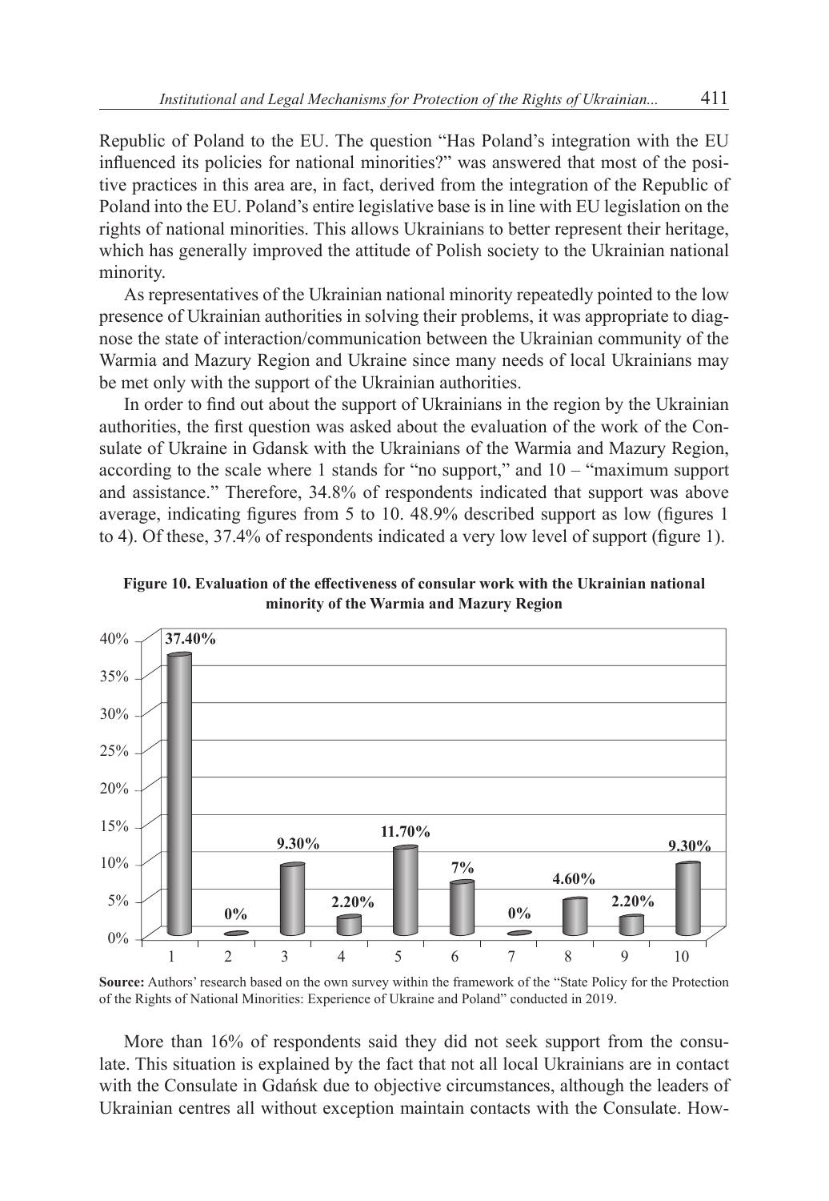Republic of Poland to the EU. The question "Has Poland's integration with the EU influenced its policies for national minorities?" was answered that most of the positive practices in this area are, in fact, derived from the integration of the Republic of Poland into the EU. Poland's entire legislative base is in line with EU legislation on the rights of national minorities. This allows Ukrainians to better represent their heritage, which has generally improved the attitude of Polish society to the Ukrainian national minority.

As representatives of the Ukrainian national minority repeatedly pointed to the low presence of Ukrainian authorities in solving their problems, it was appropriate to diagnose the state of interaction/communication between the Ukrainian community of the Warmia and Mazury Region and Ukraine since many needs of local Ukrainians may be met only with the support of the Ukrainian authorities.

In order to find out about the support of Ukrainians in the region by the Ukrainian authorities, the first question was asked about the evaluation of the work of the Consulate of Ukraine in Gdansk with the Ukrainians of the Warmia and Mazury Region, according to the scale where 1 stands for "no support," and 10 – "maximum support and assistance." Therefore, 34.8% of respondents indicated that support was above average, indicating figures from 5 to 10. 48.9% described support as low (figures 1 to 4). Of these, 37.4% of respondents indicated a very low level of support (figure 1).

**Figure 10. Evaluation of the effectiveness of consular work with the Ukrainian national minority of the Warmia and Mazury Region**

| Score | 1 | 2 | 3 | 4 | 5 | 6 | 7 | 8 | 9 | 10 |
|---|---|---|---|---|---|---|---|---|---|---|
| % | 37.40% | 0% | 9.30% | 2.20% | 11.70% | 7% | 0% | 4.60% | 2.20% | 9.30% |

**Source:** Authors' research based on the own survey within the framework of the "State Policy for the Protection of the Rights of National Minorities: Experience of Ukraine and Poland" conducted in 2019.

More than 16% of respondents said they did not seek support from the consulate. This situation is explained by the fact that not all local Ukrainians are in contact with the Consulate in Gdańsk due to objective circumstances, although the leaders of Ukrainian centres all without exception maintain contacts with the Consulate. How-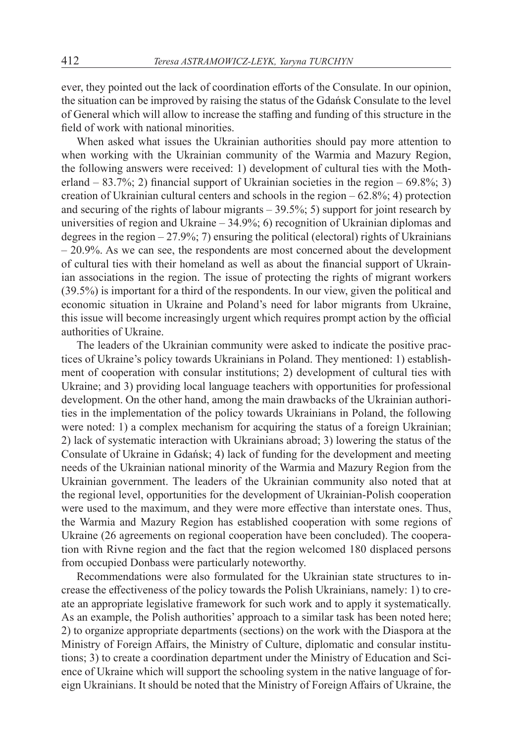ever, they pointed out the lack of coordination efforts of the Consulate. In our opinion, the situation can be improved by raising the status of the Gdańsk Consulate to the level of General which will allow to increase the staffing and funding of this structure in the field of work with national minorities.

When asked what issues the Ukrainian authorities should pay more attention to when working with the Ukrainian community of the Warmia and Mazury Region, the following answers were received: 1) development of cultural ties with the Motherland – 83.7%; 2) financial support of Ukrainian societies in the region – 69.8%; 3) creation of Ukrainian cultural centers and schools in the region – 62.8%; 4) protection and securing of the rights of labour migrants – 39.5%; 5) support for joint research by universities of region and Ukraine – 34.9%; 6) recognition of Ukrainian diplomas and degrees in the region – 27.9%; 7) ensuring the political (electoral) rights of Ukrainians – 20.9%. As we can see, the respondents are most concerned about the development of cultural ties with their homeland as well as about the financial support of Ukrainian associations in the region. The issue of protecting the rights of migrant workers (39.5%) is important for a third of the respondents. In our view, given the political and economic situation in Ukraine and Poland's need for labor migrants from Ukraine, this issue will become increasingly urgent which requires prompt action by the official authorities of Ukraine.

The leaders of the Ukrainian community were asked to indicate the positive practices of Ukraine's policy towards Ukrainians in Poland. They mentioned: 1) establishment of cooperation with consular institutions; 2) development of cultural ties with Ukraine; and 3) providing local language teachers with opportunities for professional development. On the other hand, among the main drawbacks of the Ukrainian authorities in the implementation of the policy towards Ukrainians in Poland, the following were noted: 1) a complex mechanism for acquiring the status of a foreign Ukrainian; 2) lack of systematic interaction with Ukrainians abroad; 3) lowering the status of the Consulate of Ukraine in Gdańsk; 4) lack of funding for the development and meeting needs of the Ukrainian national minority of the Warmia and Mazury Region from the Ukrainian government. The leaders of the Ukrainian community also noted that at the regional level, opportunities for the development of Ukrainian-Polish cooperation were used to the maximum, and they were more effective than interstate ones. Thus, the Warmia and Mazury Region has established cooperation with some regions of Ukraine (26 agreements on regional cooperation have been concluded). The cooperation with Rivne region and the fact that the region welcomed 180 displaced persons from occupied Donbass were particularly noteworthy.

Recommendations were also formulated for the Ukrainian state structures to increase the effectiveness of the policy towards the Polish Ukrainians, namely: 1) to create an appropriate legislative framework for such work and to apply it systematically. As an example, the Polish authorities' approach to a similar task has been noted here; 2) to organize appropriate departments (sections) on the work with the Diaspora at the Ministry of Foreign Affairs, the Ministry of Culture, diplomatic and consular institutions; 3) to create a coordination department under the Ministry of Education and Science of Ukraine which will support the schooling system in the native language of foreign Ukrainians. It should be noted that the Ministry of Foreign Affairs of Ukraine, the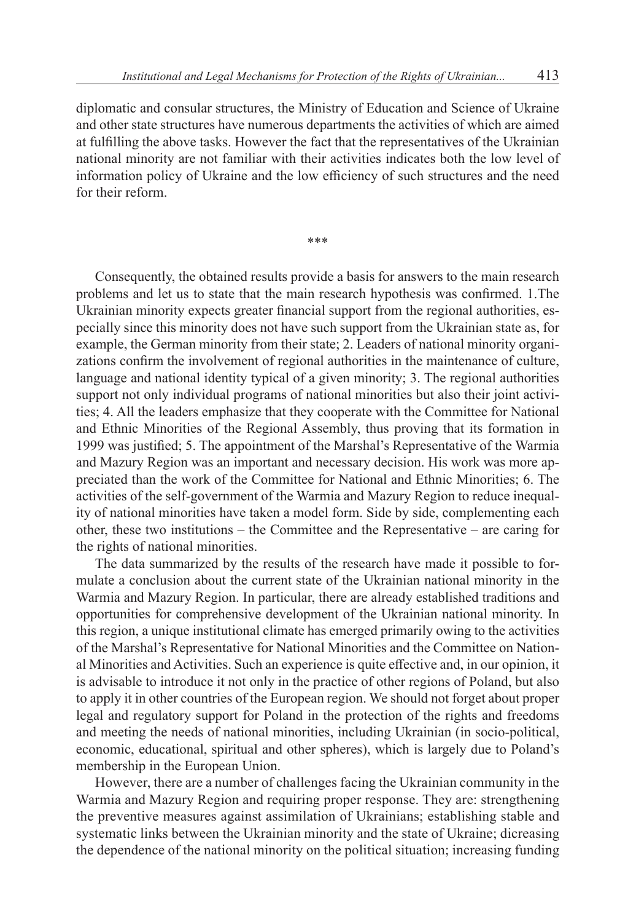diplomatic and consular structures, the Ministry of Education and Science of Ukraine and other state structures have numerous departments the activities of which are aimed at fulfilling the above tasks. However the fact that the representatives of the Ukrainian national minority are not familiar with their activities indicates both the low level of information policy of Ukraine and the low efficiency of such structures and the need for their reform.

\*\*\*

Consequently, the obtained results provide a basis for answers to the main research problems and let us to state that the main research hypothesis was confirmed. 1.The Ukrainian minority expects greater financial support from the regional authorities, especially since this minority does not have such support from the Ukrainian state as, for example, the German minority from their state; 2. Leaders of national minority organizations confirm the involvement of regional authorities in the maintenance of culture, language and national identity typical of a given minority; 3. The regional authorities support not only individual programs of national minorities but also their joint activities; 4. All the leaders emphasize that they cooperate with the Committee for National and Ethnic Minorities of the Regional Assembly, thus proving that its formation in 1999 was justified; 5. The appointment of the Marshal's Representative of the Warmia and Mazury Region was an important and necessary decision. His work was more appreciated than the work of the Committee for National and Ethnic Minorities; 6. The activities of the self-government of the Warmia and Mazury Region to reduce inequality of national minorities have taken a model form. Side by side, complementing each other, these two institutions – the Committee and the Representative – are caring for the rights of national minorities.

The data summarized by the results of the research have made it possible to formulate a conclusion about the current state of the Ukrainian national minority in the Warmia and Mazury Region. In particular, there are already established traditions and opportunities for comprehensive development of the Ukrainian national minority. In this region, a unique institutional climate has emerged primarily owing to the activities of the Marshal's Representative for National Minorities and the Committee on National Minorities and Activities. Such an experience is quite effective and, in our opinion, it is advisable to introduce it not only in the practice of other regions of Poland, but also to apply it in other countries of the European region. We should not forget about proper legal and regulatory support for Poland in the protection of the rights and freedoms and meeting the needs of national minorities, including Ukrainian (in socio-political, economic, educational, spiritual and other spheres), which is largely due to Poland's membership in the European Union.

However, there are a number of challenges facing the Ukrainian community in the Warmia and Mazury Region and requiring proper response. They are: strengthening the preventive measures against assimilation of Ukrainians; establishing stable and systematic links between the Ukrainian minority and the state of Ukraine; dicreasing the dependence of the national minority on the political situation; increasing funding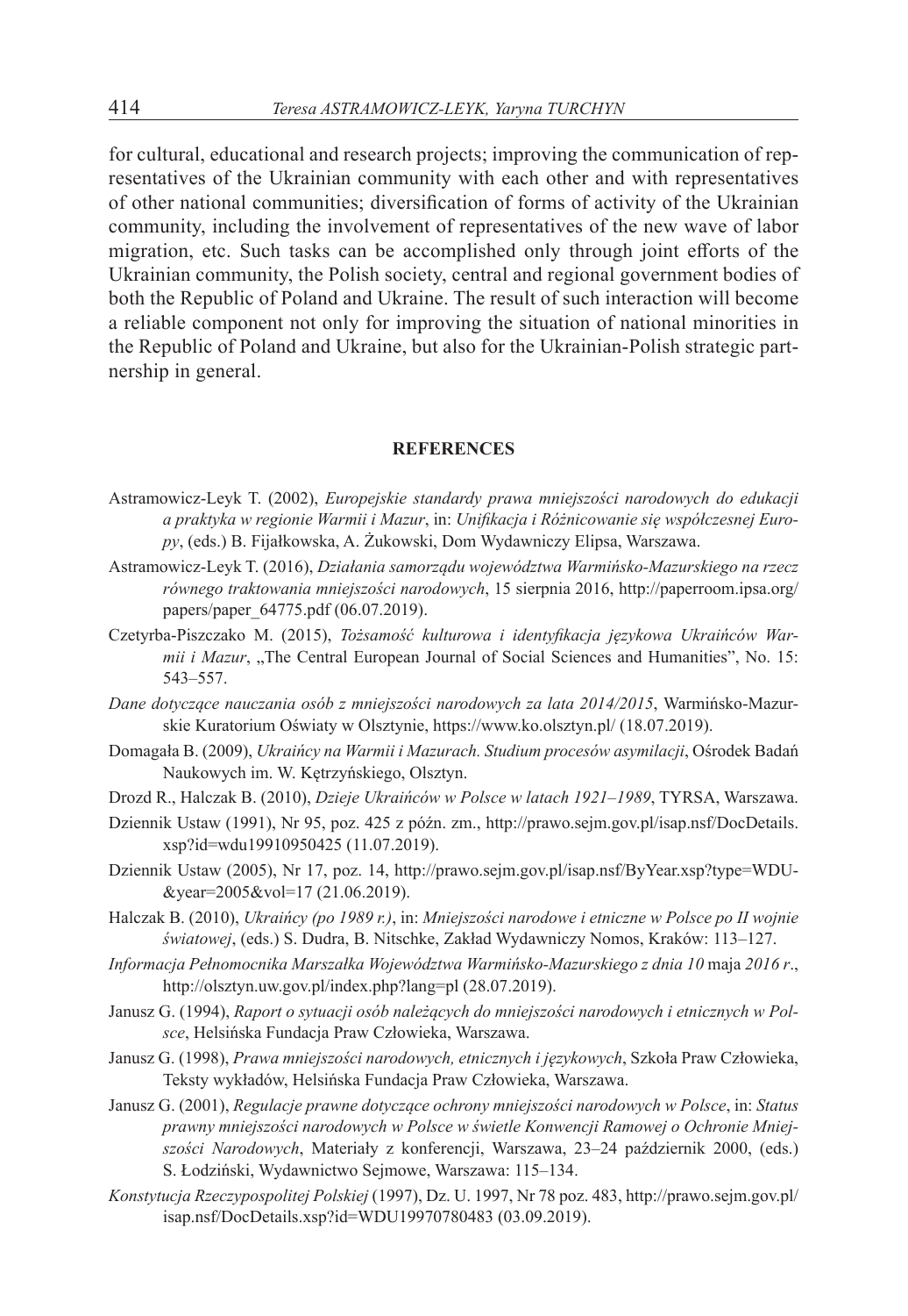for cultural, educational and research projects; improving the communication of representatives of the Ukrainian community with each other and with representatives of other national communities; diversification of forms of activity of the Ukrainian community, including the involvement of representatives of the new wave of labor migration, etc. Such tasks can be accomplished only through joint efforts of the Ukrainian community, the Polish society, central and regional government bodies of both the Republic of Poland and Ukraine. The result of such interaction will become a reliable component not only for improving the situation of national minorities in the Republic of Poland and Ukraine, but also for the Ukrainian-Polish strategic partnership in general.

## REFERENCES

Astramowicz-Leyk T. (2002), *Europejskie standardy prawa mniejszości narodowych do edukacji a praktyka w regionie Warmii i Mazur*, in: *Unifikacja i Różnicowanie się współczesnej Europy*, (eds.) B. Fijałkowska, A. Żukowski, Dom Wydawniczy Elipsa, Warszawa.

Astramowicz-Leyk T. (2016), *Działania samorządu województwa Warmińsko-Mazurskiego na rzecz równego traktowania mniejszości narodowych*, 15 sierpnia 2016, http://paperroom.ipsa.org/papers/paper_64775.pdf (06.07.2019).

Czetyrba-Piszczako M. (2015), *Tożsamość kulturowa i identyfikacja językowa Ukraińców Warmii i Mazur*, „The Central European Journal of Social Sciences and Humanities", No. 15: 543–557.

*Dane dotyczące nauczania osób z mniejszości narodowych za lata 2014/2015*, Warmińsko-Mazurskie Kuratorium Oświaty w Olsztynie, https://www.ko.olsztyn.pl/ (18.07.2019).

Domagała B. (2009), *Ukraińcy na Warmii i Mazurach. Studium procesów asymilacji*, Ośrodek Badań Naukowych im. W. Kętrzyńskiego, Olsztyn.

Drozd R., Halczak B. (2010), *Dzieje Ukraińców w Polsce w latach 1921–1989*, TYRSA, Warszawa.

Dziennik Ustaw (1991), Nr 95, poz. 425 z późn. zm., http://prawo.sejm.gov.pl/isap.nsf/DocDetails.xsp?id=wdu19910950425 (11.07.2019).

Dziennik Ustaw (2005), Nr 17, poz. 14, http://prawo.sejm.gov.pl/isap.nsf/ByYear.xsp?type=WDU-&year=2005&vol=17 (21.06.2019).

Halczak B. (2010), *Ukraińcy (po 1989 r.)*, in: *Mniejszości narodowe i etniczne w Polsce po II wojnie światowej*, (eds.) S. Dudra, B. Nitschke, Zakład Wydawniczy Nomos, Kraków: 113–127.

*Informacja Pełnomocnika Marszałka Województwa Warmińsko-Mazurskiego z dnia 10* maja *2016 r*., http://olsztyn.uw.gov.pl/index.php?lang=pl (28.07.2019).

Janusz G. (1994), *Raport o sytuacji osób należących do mniejszości narodowych i etnicznych w Polsce*, Helsińska Fundacja Praw Człowieka, Warszawa.

Janusz G. (1998), *Prawa mniejszości narodowych, etnicznych i językowych*, Szkoła Praw Człowieka, Teksty wykładów, Helsińska Fundacja Praw Człowieka, Warszawa.

Janusz G. (2001), *Regulacje prawne dotyczące ochrony mniejszości narodowych w Polsce*, in: *Status prawny mniejszości narodowych w Polsce w świetle Konwencji Ramowej o Ochronie Mniejszości Narodowych*, Materiały z konferencji, Warszawa, 23–24 październik 2000, (eds.) S. Łodziński, Wydawnictwo Sejmowe, Warszawa: 115–134.

*Konstytucja Rzeczypospolitej Polskiej* (1997), Dz. U. 1997, Nr 78 poz. 483, http://prawo.sejm.gov.pl/isap.nsf/DocDetails.xsp?id=WDU19970780483 (03.09.2019).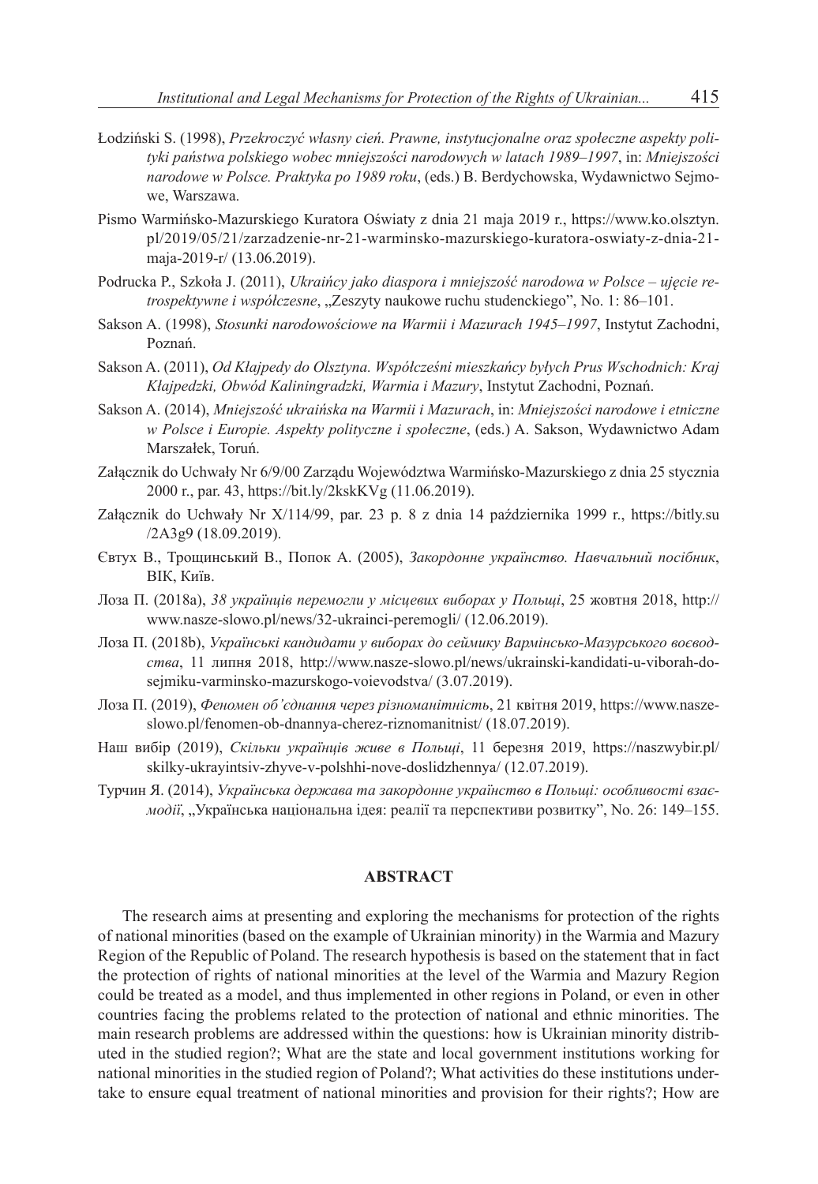Łodziński S. (1998), *Przekroczyć własny cień. Prawne, instytucjonalne oraz społeczne aspekty polityki państwa polskiego wobec mniejszości narodowych w latach 1989–1997*, in: *Mniejszości narodowe w Polsce. Praktyka po 1989 roku*, (eds.) B. Berdychowska, Wydawnictwo Sejmowe, Warszawa.

Pismo Warmińsko-Mazurskiego Kuratora Oświaty z dnia 21 maja 2019 r., https://www.ko.olsztyn.pl/2019/05/21/zarzadzenie-nr-21-warminsko-mazurskiego-kuratora-oswiaty-z-dnia-21-maja-2019-r/ (13.06.2019).

Podrucka P., Szkoła J. (2011), *Ukraińcy jako diaspora i mniejszość narodowa w Polsce – ujęcie retrospektywne i współczesne*, „Zeszyty naukowe ruchu studenckiego", No. 1: 86–101.

Sakson A. (1998), *Stosunki narodowościowe na Warmii i Mazurach 1945–1997*, Instytut Zachodni, Poznań.

Sakson A. (2011), *Od Kłajpedy do Olsztyna. Współcześni mieszkańcy byłych Prus Wschodnich: Kraj Kłajpedzki, Obwód Kaliningradzki, Warmia i Mazury*, Instytut Zachodni, Poznań.

Sakson A. (2014), *Mniejszość ukraińska na Warmii i Mazurach*, in: *Mniejszości narodowe i etniczne w Polsce i Europie. Aspekty polityczne i społeczne*, (eds.) A. Sakson, Wydawnictwo Adam Marszałek, Toruń.

Załącznik do Uchwały Nr 6/9/00 Zarządu Województwa Warmińsko-Mazurskiego z dnia 25 stycznia 2000 r., par. 43, https://bit.ly/2kskKVg (11.06.2019).

Załącznik do Uchwały Nr X/114/99, par. 23 p. 8 z dnia 14 października 1999 r., https://bitly.su/2A3g9 (18.09.2019).

Євтух В., Трощинський В., Попок А. (2005), *Закордонне українство. Навчальний посібник*, ВІК, Київ.

Лоза П. (2018a), *38 українців перемогли у місцевих виборах у Польщі*, 25 жовтня 2018, http://www.nasze-slowo.pl/news/32-ukrainci-peremogli/ (12.06.2019).

Лоза П. (2018b), *Українські кандидати у виборах до сеймику Вармінсько-Мазурського воєводства*, 11 липня 2018, http://www.nasze-slowo.pl/news/ukrainski-kandidati-u-viborah-do-sejmiku-varminsko-mazurskogo-voievodstva/ (3.07.2019).

Лоза П. (2019), *Феномен об'єднання через різноманітність*, 21 квітня 2019, https://www.nasze-slowo.pl/fenomen-ob-dnannya-cherez-riznomanitnist/ (18.07.2019).

Наш вибір (2019), *Скільки українців живе в Польщі*, 11 березня 2019, https://naszwybir.pl/skilky-ukrayintsiv-zhyve-v-polshhi-nove-doslidzhennya/ (12.07.2019).

Турчин Я. (2014), *Українська держава та закордонне українство в Польщі: особливості взаємодії*, „Українська національна ідея: реалії та перспективи розвитку", No. 26: 149–155.

## ABSTRACT

The research aims at presenting and exploring the mechanisms for protection of the rights of national minorities (based on the example of Ukrainian minority) in the Warmia and Mazury Region of the Republic of Poland. The research hypothesis is based on the statement that in fact the protection of rights of national minorities at the level of the Warmia and Mazury Region could be treated as a model, and thus implemented in other regions in Poland, or even in other countries facing the problems related to the protection of national and ethnic minorities. The main research problems are addressed within the questions: how is Ukrainian minority distributed in the studied region?; What are the state and local government institutions working for national minorities in the studied region of Poland?; What activities do these institutions undertake to ensure equal treatment of national minorities and provision for their rights?; How are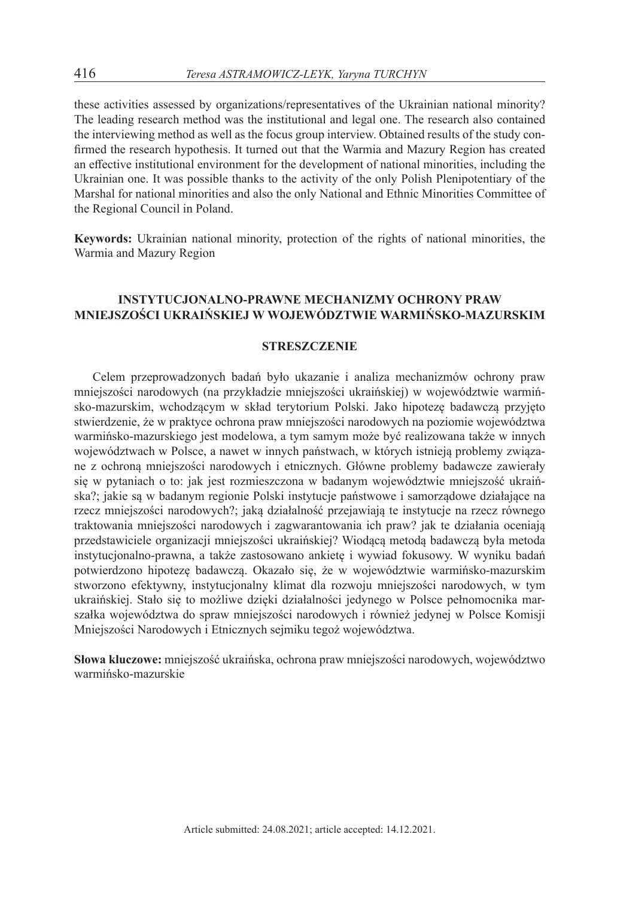these activities assessed by organizations/representatives of the Ukrainian national minority? The leading research method was the institutional and legal one. The research also contained the interviewing method as well as the focus group interview. Obtained results of the study confirmed the research hypothesis. It turned out that the Warmia and Mazury Region has created an effective institutional environment for the development of national minorities, including the Ukrainian one. It was possible thanks to the activity of the only Polish Plenipotentiary of the Marshal for national minorities and also the only National and Ethnic Minorities Committee of the Regional Council in Poland.

**Keywords:** Ukrainian national minority, protection of the rights of national minorities, the Warmia and Mazury Region

## INSTYTUCJONALNO-PRAWNE MECHANIZMY OCHRONY PRAW MNIEJSZOŚCI UKRAIŃSKIEJ W WOJEWÓDZTWIE WARMIŃSKO-MAZURSKIM

### STRESZCZENIE

Celem przeprowadzonych badań było ukazanie i analiza mechanizmów ochrony praw mniejszości narodowych (na przykładzie mniejszości ukraińskiej) w województwie warmińsko-mazurskim, wchodzącym w skład terytorium Polski. Jako hipotezę badawczą przyjęto stwierdzenie, że w praktyce ochrona praw mniejszości narodowych na poziomie województwa warmińsko-mazurskiego jest modelowa, a tym samym może być realizowana także w innych województwach w Polsce, a nawet w innych państwach, w których istnieją problemy związane z ochroną mniejszości narodowych i etnicznych. Główne problemy badawcze zawierały się w pytaniach o to: jak jest rozmieszczona w badanym województwie mniejszość ukraińska?; jakie są w badanym regionie Polski instytucje państwowe i samorządowe działające na rzecz mniejszości narodowych?; jaką działalność przejawiają te instytucje na rzecz równego traktowania mniejszości narodowych i zagwarantowania ich praw? jak te działania oceniają przedstawiciele organizacji mniejszości ukraińskiej? Wiodącą metodą badawczą była metoda instytucjonalno-prawna, a także zastosowano ankietę i wywiad fokusowy. W wyniku badań potwierdzono hipotezę badawczą. Okazało się, że w województwie warmińsko-mazurskim stworzono efektywny, instytucjonalny klimat dla rozwoju mniejszości narodowych, w tym ukraińskiej. Stało się to możliwe dzięki działalności jedynego w Polsce pełnomocnika marszałka województwa do spraw mniejszości narodowych i również jedynej w Polsce Komisji Mniejszości Narodowych i Etnicznych sejmiku tegoż województwa.

**Słowa kluczowe:** mniejszość ukraińska, ochrona praw mniejszości narodowych, województwo warmińsko-mazurskie

Article submitted: 24.08.2021; article accepted: 14.12.2021.